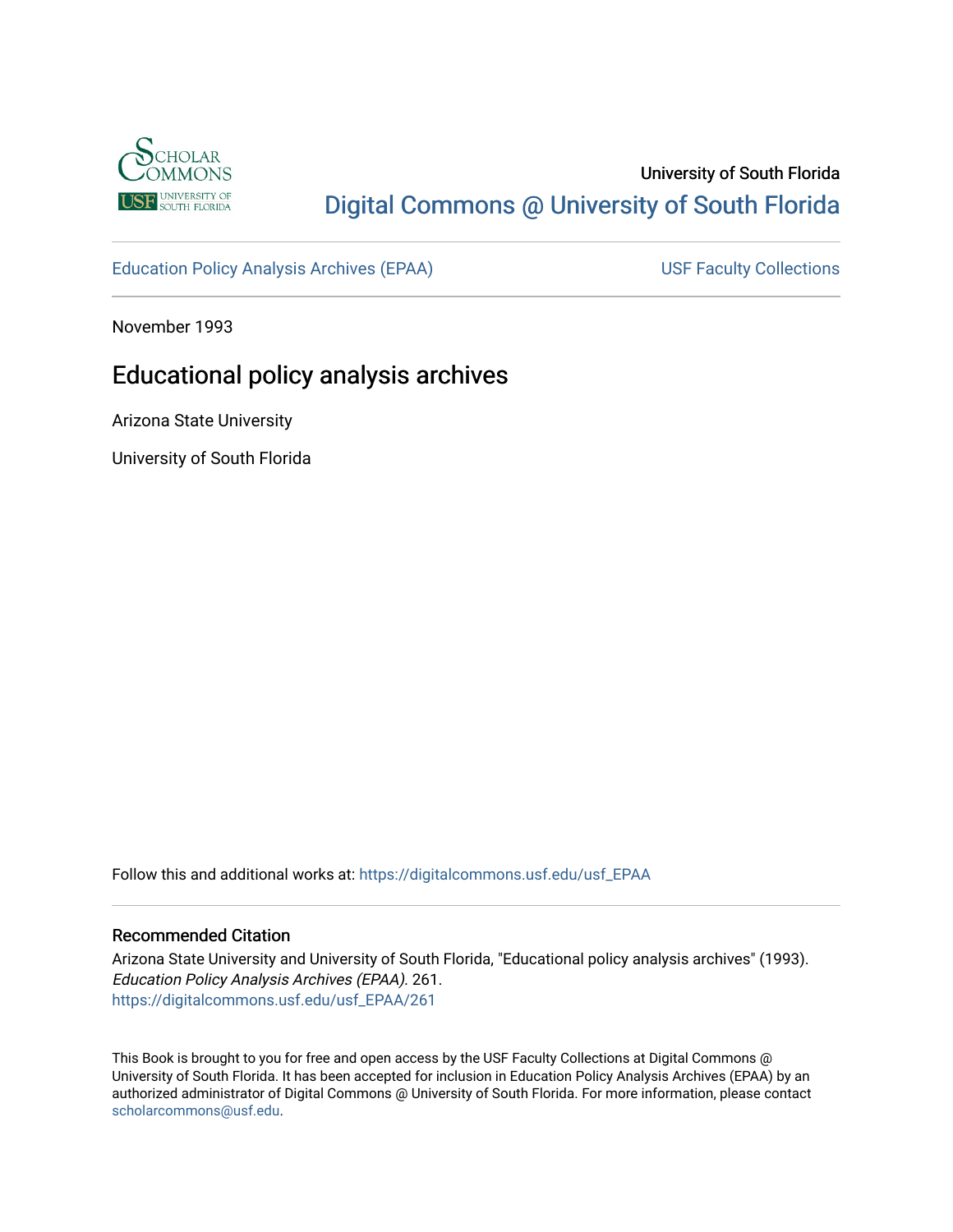University of South Florida

Digital Commons @ University of South Florida

Education Policy Analysis Archives (EPAA)

USF Faculty Collections

November 1993

# Educational policy analysis archives

Arizona State University

University of South Florida

Follow this and additional works at: https://digitalcommons.usf.edu/usf_EPAA

## Recommended Citation

Arizona State University and University of South Florida, "Educational policy analysis archives" (1993). *Education Policy Analysis Archives (EPAA)*. 261.
https://digitalcommons.usf.edu/usf_EPAA/261

This Book is brought to you for free and open access by the USF Faculty Collections at Digital Commons @ University of South Florida. It has been accepted for inclusion in Education Policy Analysis Archives (EPAA) by an authorized administrator of Digital Commons @ University of South Florida. For more information, please contact scholarcommons@usf.edu.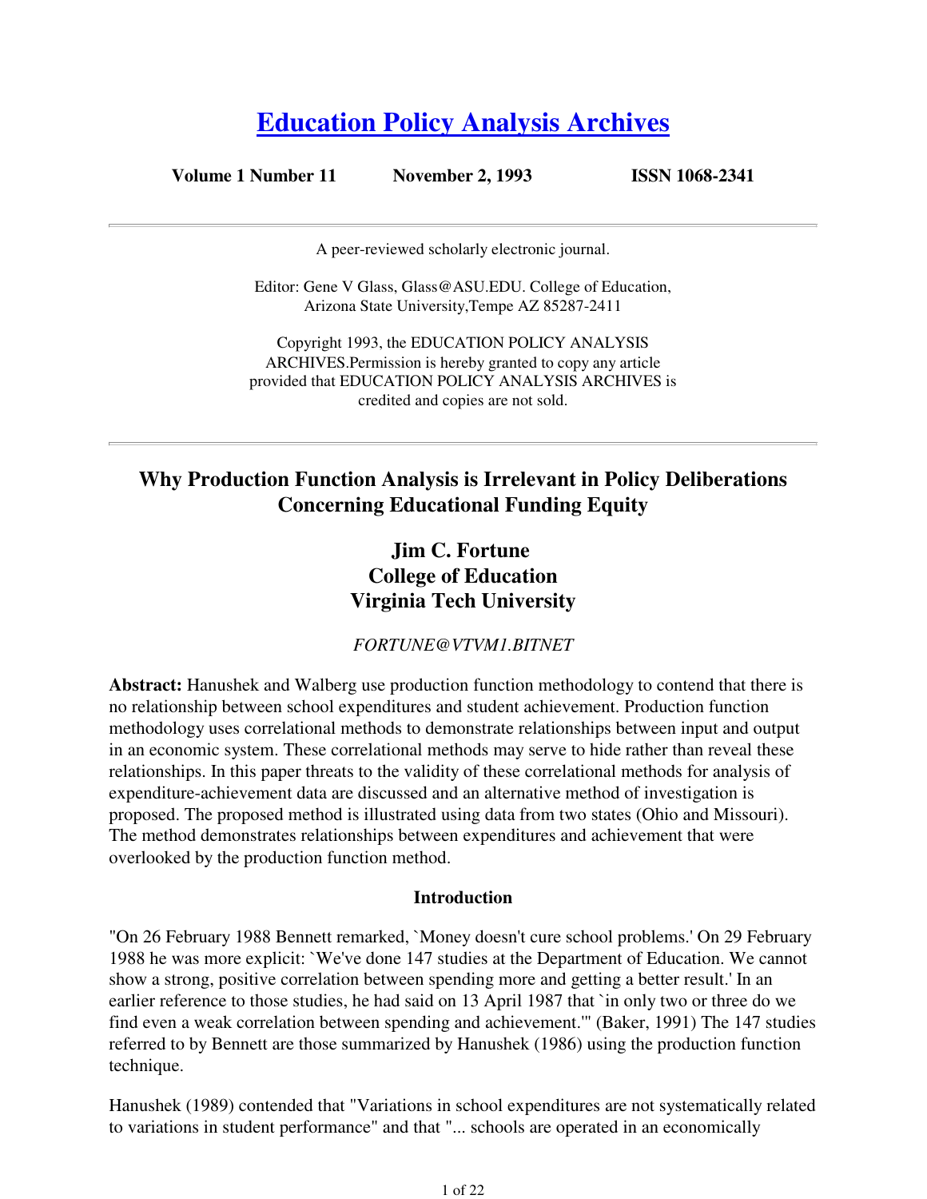# [Education Policy Analysis Archives](#)

**Volume 1 Number 11** **November 2, 1993** **ISSN 1068-2341**

---

A peer-reviewed scholarly electronic journal.

Editor: Gene V Glass, Glass@ASU.EDU. College of Education, Arizona State University,Tempe AZ 85287-2411

Copyright 1993, the EDUCATION POLICY ANALYSIS ARCHIVES.Permission is hereby granted to copy any article provided that EDUCATION POLICY ANALYSIS ARCHIVES is credited and copies are not sold.

---

## Why Production Function Analysis is Irrelevant in Policy Deliberations Concerning Educational Funding Equity

### Jim C. Fortune
### College of Education
### Virginia Tech University

*FORTUNE@VTVM1.BITNET*

**Abstract:** Hanushek and Walberg use production function methodology to contend that there is no relationship between school expenditures and student achievement. Production function methodology uses correlational methods to demonstrate relationships between input and output in an economic system. These correlational methods may serve to hide rather than reveal these relationships. In this paper threats to the validity of these correlational methods for analysis of expenditure-achievement data are discussed and an alternative method of investigation is proposed. The proposed method is illustrated using data from two states (Ohio and Missouri). The method demonstrates relationships between expenditures and achievement that were overlooked by the production function method.

#### Introduction

"On 26 February 1988 Bennett remarked, `Money doesn't cure school problems.' On 29 February 1988 he was more explicit: `We've done 147 studies at the Department of Education. We cannot show a strong, positive correlation between spending more and getting a better result.' In an earlier reference to those studies, he had said on 13 April 1987 that `in only two or three do we find even a weak correlation between spending and achievement.'" (Baker, 1991) The 147 studies referred to by Bennett are those summarized by Hanushek (1986) using the production function technique.

Hanushek (1989) contended that "Variations in school expenditures are not systematically related to variations in student performance" and that "... schools are operated in an economically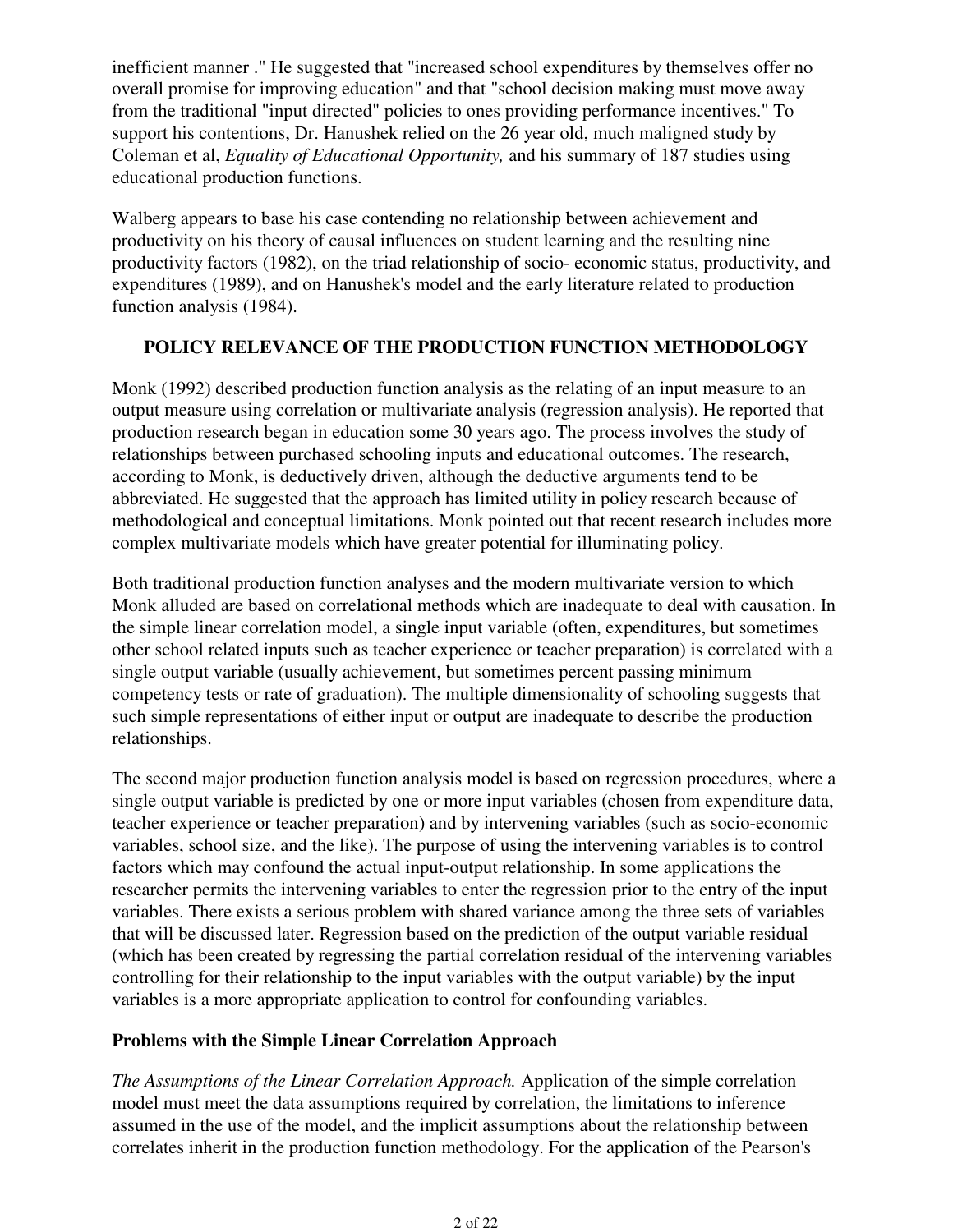inefficient manner ." He suggested that "increased school expenditures by themselves offer no overall promise for improving education" and that "school decision making must move away from the traditional "input directed" policies to ones providing performance incentives." To support his contentions, Dr. Hanushek relied on the 26 year old, much maligned study by Coleman et al, *Equality of Educational Opportunity,* and his summary of 187 studies using educational production functions.

Walberg appears to base his case contending no relationship between achievement and productivity on his theory of causal influences on student learning and the resulting nine productivity factors (1982), on the triad relationship of socio- economic status, productivity, and expenditures (1989), and on Hanushek's model and the early literature related to production function analysis (1984).

## POLICY RELEVANCE OF THE PRODUCTION FUNCTION METHODOLOGY

Monk (1992) described production function analysis as the relating of an input measure to an output measure using correlation or multivariate analysis (regression analysis). He reported that production research began in education some 30 years ago. The process involves the study of relationships between purchased schooling inputs and educational outcomes. The research, according to Monk, is deductively driven, although the deductive arguments tend to be abbreviated. He suggested that the approach has limited utility in policy research because of methodological and conceptual limitations. Monk pointed out that recent research includes more complex multivariate models which have greater potential for illuminating policy.

Both traditional production function analyses and the modern multivariate version to which Monk alluded are based on correlational methods which are inadequate to deal with causation. In the simple linear correlation model, a single input variable (often, expenditures, but sometimes other school related inputs such as teacher experience or teacher preparation) is correlated with a single output variable (usually achievement, but sometimes percent passing minimum competency tests or rate of graduation). The multiple dimensionality of schooling suggests that such simple representations of either input or output are inadequate to describe the production relationships.

The second major production function analysis model is based on regression procedures, where a single output variable is predicted by one or more input variables (chosen from expenditure data, teacher experience or teacher preparation) and by intervening variables (such as socio-economic variables, school size, and the like). The purpose of using the intervening variables is to control factors which may confound the actual input-output relationship. In some applications the researcher permits the intervening variables to enter the regression prior to the entry of the input variables. There exists a serious problem with shared variance among the three sets of variables that will be discussed later. Regression based on the prediction of the output variable residual (which has been created by regressing the partial correlation residual of the intervening variables controlling for their relationship to the input variables with the output variable) by the input variables is a more appropriate application to control for confounding variables.

### Problems with the Simple Linear Correlation Approach

*The Assumptions of the Linear Correlation Approach.* Application of the simple correlation model must meet the data assumptions required by correlation, the limitations to inference assumed in the use of the model, and the implicit assumptions about the relationship between correlates inherit in the production function methodology. For the application of the Pearson's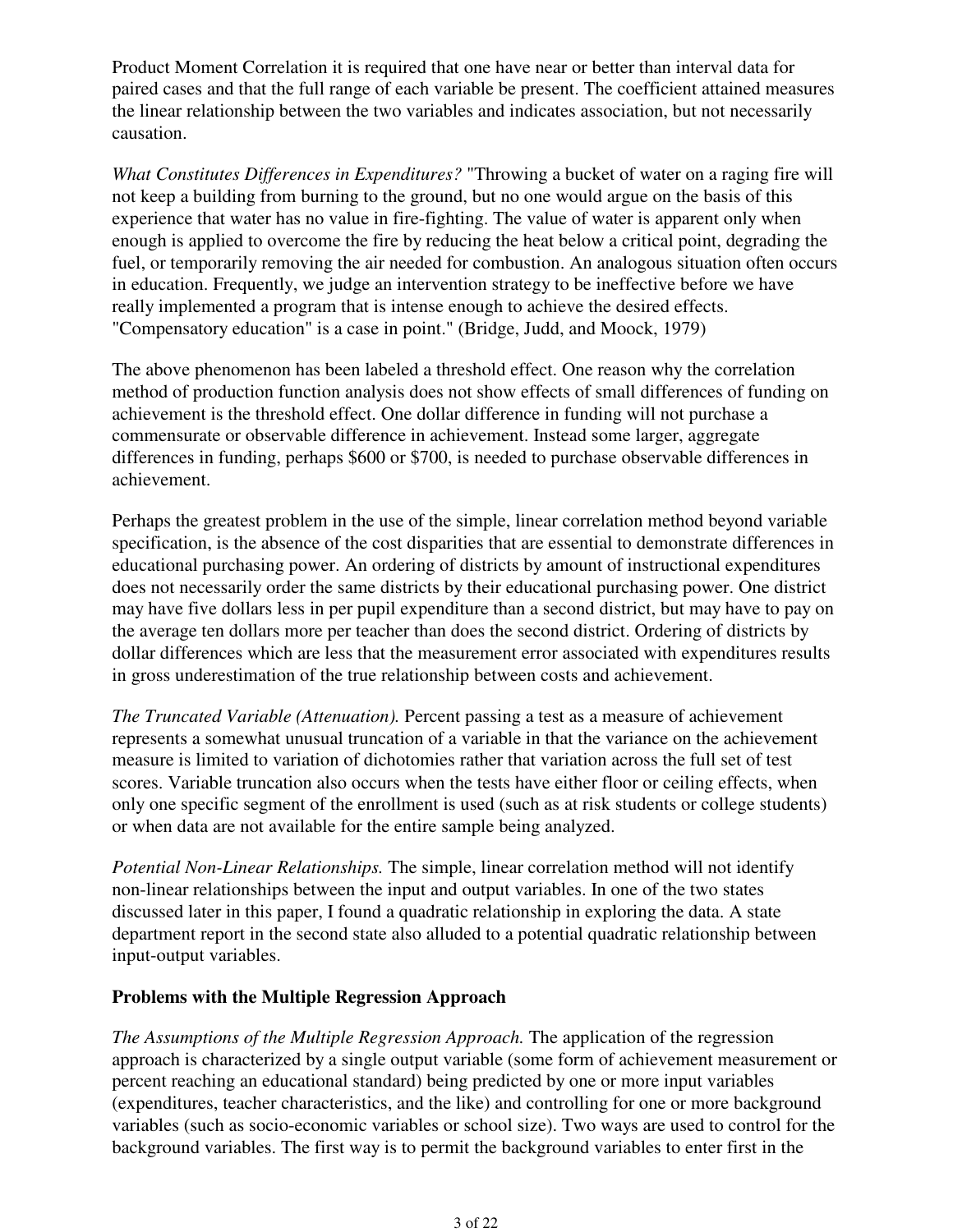Product Moment Correlation it is required that one have near or better than interval data for paired cases and that the full range of each variable be present. The coefficient attained measures the linear relationship between the two variables and indicates association, but not necessarily causation.

*What Constitutes Differences in Expenditures?* "Throwing a bucket of water on a raging fire will not keep a building from burning to the ground, but no one would argue on the basis of this experience that water has no value in fire-fighting. The value of water is apparent only when enough is applied to overcome the fire by reducing the heat below a critical point, degrading the fuel, or temporarily removing the air needed for combustion. An analogous situation often occurs in education. Frequently, we judge an intervention strategy to be ineffective before we have really implemented a program that is intense enough to achieve the desired effects. "Compensatory education" is a case in point." (Bridge, Judd, and Moock, 1979)

The above phenomenon has been labeled a threshold effect. One reason why the correlation method of production function analysis does not show effects of small differences of funding on achievement is the threshold effect. One dollar difference in funding will not purchase a commensurate or observable difference in achievement. Instead some larger, aggregate differences in funding, perhaps $600 or $700, is needed to purchase observable differences in achievement.

Perhaps the greatest problem in the use of the simple, linear correlation method beyond variable specification, is the absence of the cost disparities that are essential to demonstrate differences in educational purchasing power. An ordering of districts by amount of instructional expenditures does not necessarily order the same districts by their educational purchasing power. One district may have five dollars less in per pupil expenditure than a second district, but may have to pay on the average ten dollars more per teacher than does the second district. Ordering of districts by dollar differences which are less that the measurement error associated with expenditures results in gross underestimation of the true relationship between costs and achievement.

*The Truncated Variable (Attenuation).* Percent passing a test as a measure of achievement represents a somewhat unusual truncation of a variable in that the variance on the achievement measure is limited to variation of dichotomies rather that variation across the full set of test scores. Variable truncation also occurs when the tests have either floor or ceiling effects, when only one specific segment of the enrollment is used (such as at risk students or college students) or when data are not available for the entire sample being analyzed.

*Potential Non-Linear Relationships.* The simple, linear correlation method will not identify non-linear relationships between the input and output variables. In one of the two states discussed later in this paper, I found a quadratic relationship in exploring the data. A state department report in the second state also alluded to a potential quadratic relationship between input-output variables.

**Problems with the Multiple Regression Approach**

*The Assumptions of the Multiple Regression Approach.* The application of the regression approach is characterized by a single output variable (some form of achievement measurement or percent reaching an educational standard) being predicted by one or more input variables (expenditures, teacher characteristics, and the like) and controlling for one or more background variables (such as socio-economic variables or school size). Two ways are used to control for the background variables. The first way is to permit the background variables to enter first in the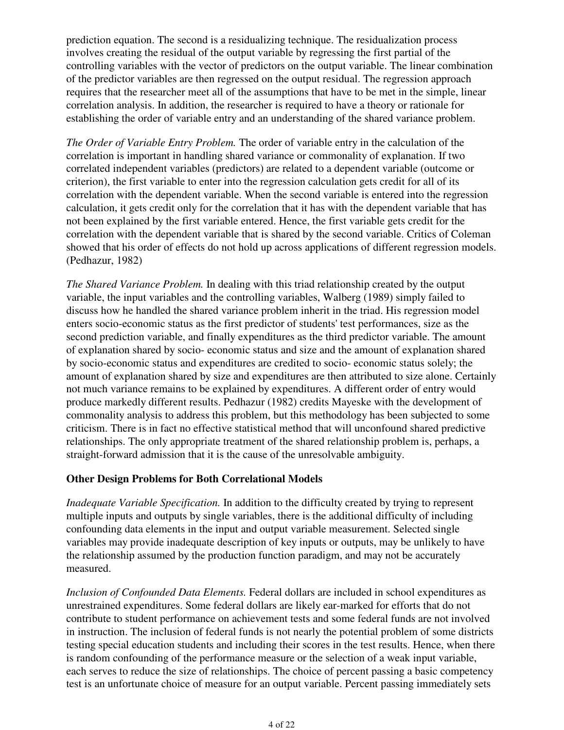prediction equation. The second is a residualizing technique. The residualization process involves creating the residual of the output variable by regressing the first partial of the controlling variables with the vector of predictors on the output variable. The linear combination of the predictor variables are then regressed on the output residual. The regression approach requires that the researcher meet all of the assumptions that have to be met in the simple, linear correlation analysis. In addition, the researcher is required to have a theory or rationale for establishing the order of variable entry and an understanding of the shared variance problem.

*The Order of Variable Entry Problem.* The order of variable entry in the calculation of the correlation is important in handling shared variance or commonality of explanation. If two correlated independent variables (predictors) are related to a dependent variable (outcome or criterion), the first variable to enter into the regression calculation gets credit for all of its correlation with the dependent variable. When the second variable is entered into the regression calculation, it gets credit only for the correlation that it has with the dependent variable that has not been explained by the first variable entered. Hence, the first variable gets credit for the correlation with the dependent variable that is shared by the second variable. Critics of Coleman showed that his order of effects do not hold up across applications of different regression models. (Pedhazur, 1982)

*The Shared Variance Problem.* In dealing with this triad relationship created by the output variable, the input variables and the controlling variables, Walberg (1989) simply failed to discuss how he handled the shared variance problem inherit in the triad. His regression model enters socio-economic status as the first predictor of students' test performances, size as the second prediction variable, and finally expenditures as the third predictor variable. The amount of explanation shared by socio- economic status and size and the amount of explanation shared by socio-economic status and expenditures are credited to socio- economic status solely; the amount of explanation shared by size and expenditures are then attributed to size alone. Certainly not much variance remains to be explained by expenditures. A different order of entry would produce markedly different results. Pedhazur (1982) credits Mayeske with the development of commonality analysis to address this problem, but this methodology has been subjected to some criticism. There is in fact no effective statistical method that will unconfound shared predictive relationships. The only appropriate treatment of the shared relationship problem is, perhaps, a straight-forward admission that it is the cause of the unresolvable ambiguity.

**Other Design Problems for Both Correlational Models**

*Inadequate Variable Specification.* In addition to the difficulty created by trying to represent multiple inputs and outputs by single variables, there is the additional difficulty of including confounding data elements in the input and output variable measurement. Selected single variables may provide inadequate description of key inputs or outputs, may be unlikely to have the relationship assumed by the production function paradigm, and may not be accurately measured.

*Inclusion of Confounded Data Elements.* Federal dollars are included in school expenditures as unrestrained expenditures. Some federal dollars are likely ear-marked for efforts that do not contribute to student performance on achievement tests and some federal funds are not involved in instruction. The inclusion of federal funds is not nearly the potential problem of some districts testing special education students and including their scores in the test results. Hence, when there is random confounding of the performance measure or the selection of a weak input variable, each serves to reduce the size of relationships. The choice of percent passing a basic competency test is an unfortunate choice of measure for an output variable. Percent passing immediately sets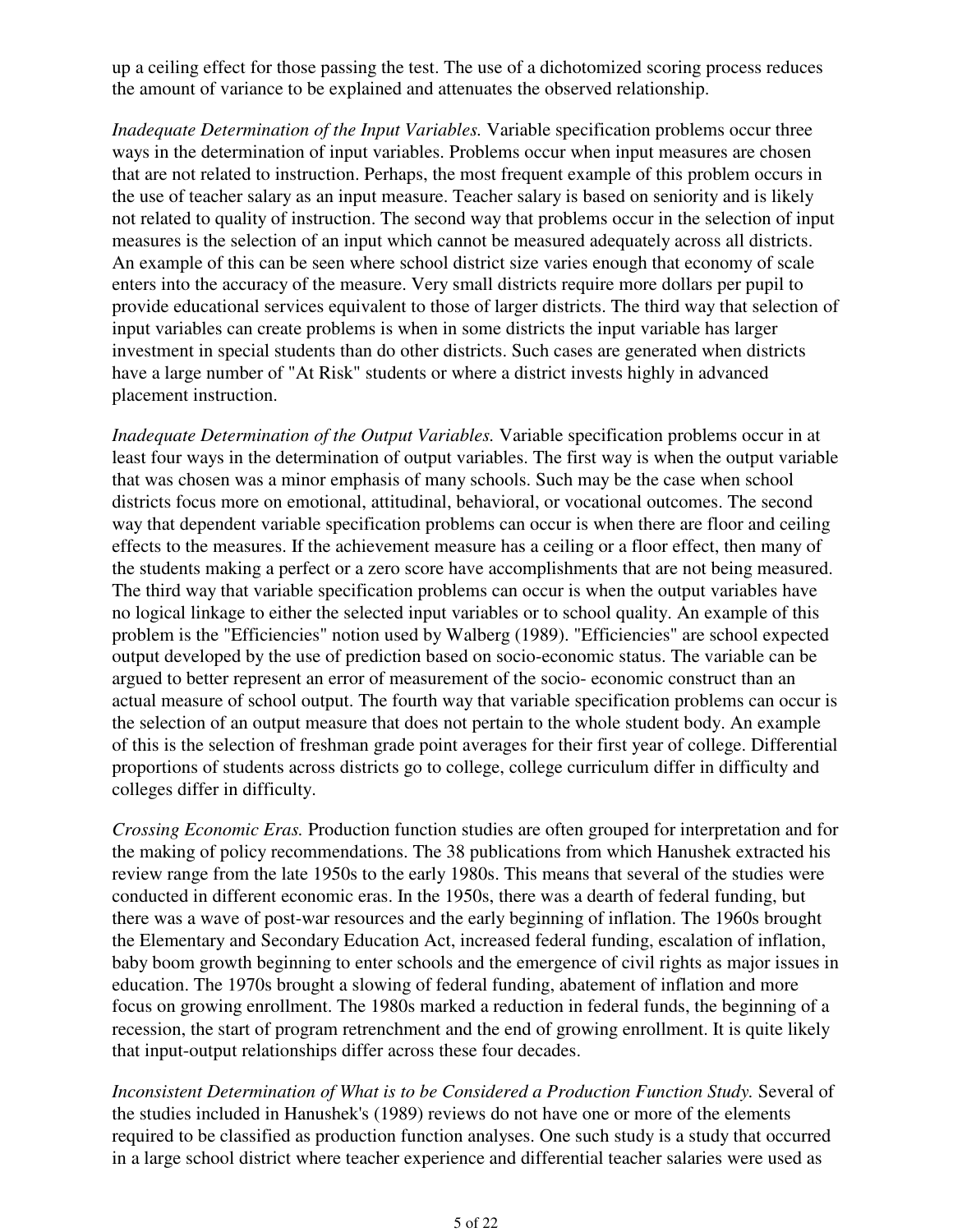up a ceiling effect for those passing the test. The use of a dichotomized scoring process reduces the amount of variance to be explained and attenuates the observed relationship.

*Inadequate Determination of the Input Variables.* Variable specification problems occur three ways in the determination of input variables. Problems occur when input measures are chosen that are not related to instruction. Perhaps, the most frequent example of this problem occurs in the use of teacher salary as an input measure. Teacher salary is based on seniority and is likely not related to quality of instruction. The second way that problems occur in the selection of input measures is the selection of an input which cannot be measured adequately across all districts. An example of this can be seen where school district size varies enough that economy of scale enters into the accuracy of the measure. Very small districts require more dollars per pupil to provide educational services equivalent to those of larger districts. The third way that selection of input variables can create problems is when in some districts the input variable has larger investment in special students than do other districts. Such cases are generated when districts have a large number of "At Risk" students or where a district invests highly in advanced placement instruction.

*Inadequate Determination of the Output Variables.* Variable specification problems occur in at least four ways in the determination of output variables. The first way is when the output variable that was chosen was a minor emphasis of many schools. Such may be the case when school districts focus more on emotional, attitudinal, behavioral, or vocational outcomes. The second way that dependent variable specification problems can occur is when there are floor and ceiling effects to the measures. If the achievement measure has a ceiling or a floor effect, then many of the students making a perfect or a zero score have accomplishments that are not being measured. The third way that variable specification problems can occur is when the output variables have no logical linkage to either the selected input variables or to school quality. An example of this problem is the "Efficiencies" notion used by Walberg (1989). "Efficiencies" are school expected output developed by the use of prediction based on socio-economic status. The variable can be argued to better represent an error of measurement of the socio- economic construct than an actual measure of school output. The fourth way that variable specification problems can occur is the selection of an output measure that does not pertain to the whole student body. An example of this is the selection of freshman grade point averages for their first year of college. Differential proportions of students across districts go to college, college curriculum differ in difficulty and colleges differ in difficulty.

*Crossing Economic Eras.* Production function studies are often grouped for interpretation and for the making of policy recommendations. The 38 publications from which Hanushek extracted his review range from the late 1950s to the early 1980s. This means that several of the studies were conducted in different economic eras. In the 1950s, there was a dearth of federal funding, but there was a wave of post-war resources and the early beginning of inflation. The 1960s brought the Elementary and Secondary Education Act, increased federal funding, escalation of inflation, baby boom growth beginning to enter schools and the emergence of civil rights as major issues in education. The 1970s brought a slowing of federal funding, abatement of inflation and more focus on growing enrollment. The 1980s marked a reduction in federal funds, the beginning of a recession, the start of program retrenchment and the end of growing enrollment. It is quite likely that input-output relationships differ across these four decades.

*Inconsistent Determination of What is to be Considered a Production Function Study.* Several of the studies included in Hanushek's (1989) reviews do not have one or more of the elements required to be classified as production function analyses. One such study is a study that occurred in a large school district where teacher experience and differential teacher salaries were used as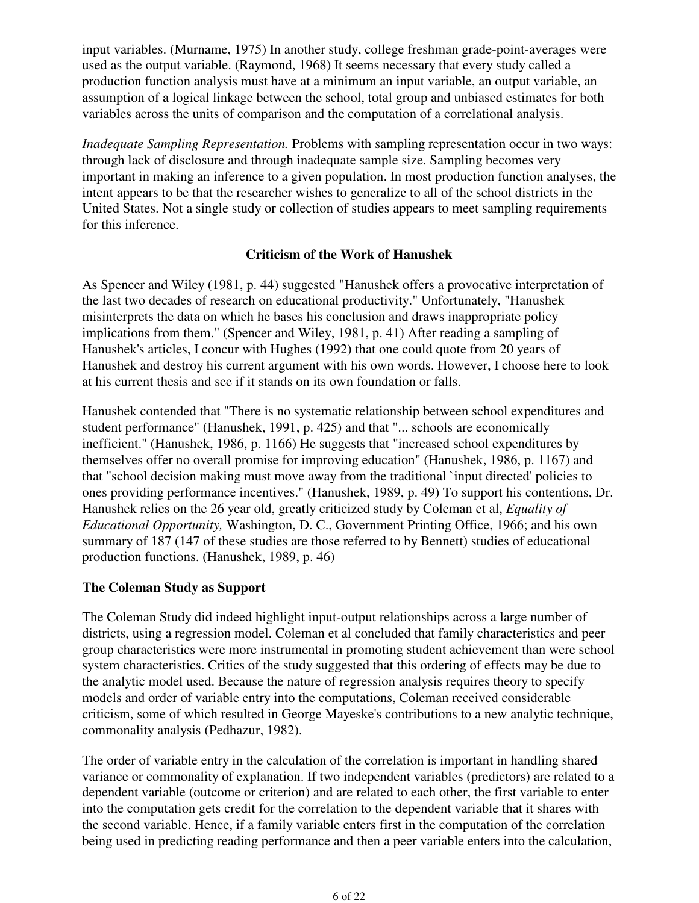input variables. (Murname, 1975) In another study, college freshman grade-point-averages were used as the output variable. (Raymond, 1968) It seems necessary that every study called a production function analysis must have at a minimum an input variable, an output variable, an assumption of a logical linkage between the school, total group and unbiased estimates for both variables across the units of comparison and the computation of a correlational analysis.

*Inadequate Sampling Representation.* Problems with sampling representation occur in two ways: through lack of disclosure and through inadequate sample size. Sampling becomes very important in making an inference to a given population. In most production function analyses, the intent appears to be that the researcher wishes to generalize to all of the school districts in the United States. Not a single study or collection of studies appears to meet sampling requirements for this inference.

## Criticism of the Work of Hanushek

As Spencer and Wiley (1981, p. 44) suggested "Hanushek offers a provocative interpretation of the last two decades of research on educational productivity." Unfortunately, "Hanushek misinterprets the data on which he bases his conclusion and draws inappropriate policy implications from them." (Spencer and Wiley, 1981, p. 41) After reading a sampling of Hanushek's articles, I concur with Hughes (1992) that one could quote from 20 years of Hanushek and destroy his current argument with his own words. However, I choose here to look at his current thesis and see if it stands on its own foundation or falls.

Hanushek contended that "There is no systematic relationship between school expenditures and student performance" (Hanushek, 1991, p. 425) and that "... schools are economically inefficient." (Hanushek, 1986, p. 1166) He suggests that "increased school expenditures by themselves offer no overall promise for improving education" (Hanushek, 1986, p. 1167) and that "school decision making must move away from the traditional `input directed' policies to ones providing performance incentives." (Hanushek, 1989, p. 49) To support his contentions, Dr. Hanushek relies on the 26 year old, greatly criticized study by Coleman et al, *Equality of Educational Opportunity,* Washington, D. C., Government Printing Office, 1966; and his own summary of 187 (147 of these studies are those referred to by Bennett) studies of educational production functions. (Hanushek, 1989, p. 46)

### The Coleman Study as Support

The Coleman Study did indeed highlight input-output relationships across a large number of districts, using a regression model. Coleman et al concluded that family characteristics and peer group characteristics were more instrumental in promoting student achievement than were school system characteristics. Critics of the study suggested that this ordering of effects may be due to the analytic model used. Because the nature of regression analysis requires theory to specify models and order of variable entry into the computations, Coleman received considerable criticism, some of which resulted in George Mayeske's contributions to a new analytic technique, commonality analysis (Pedhazur, 1982).

The order of variable entry in the calculation of the correlation is important in handling shared variance or commonality of explanation. If two independent variables (predictors) are related to a dependent variable (outcome or criterion) and are related to each other, the first variable to enter into the computation gets credit for the correlation to the dependent variable that it shares with the second variable. Hence, if a family variable enters first in the computation of the correlation being used in predicting reading performance and then a peer variable enters into the calculation,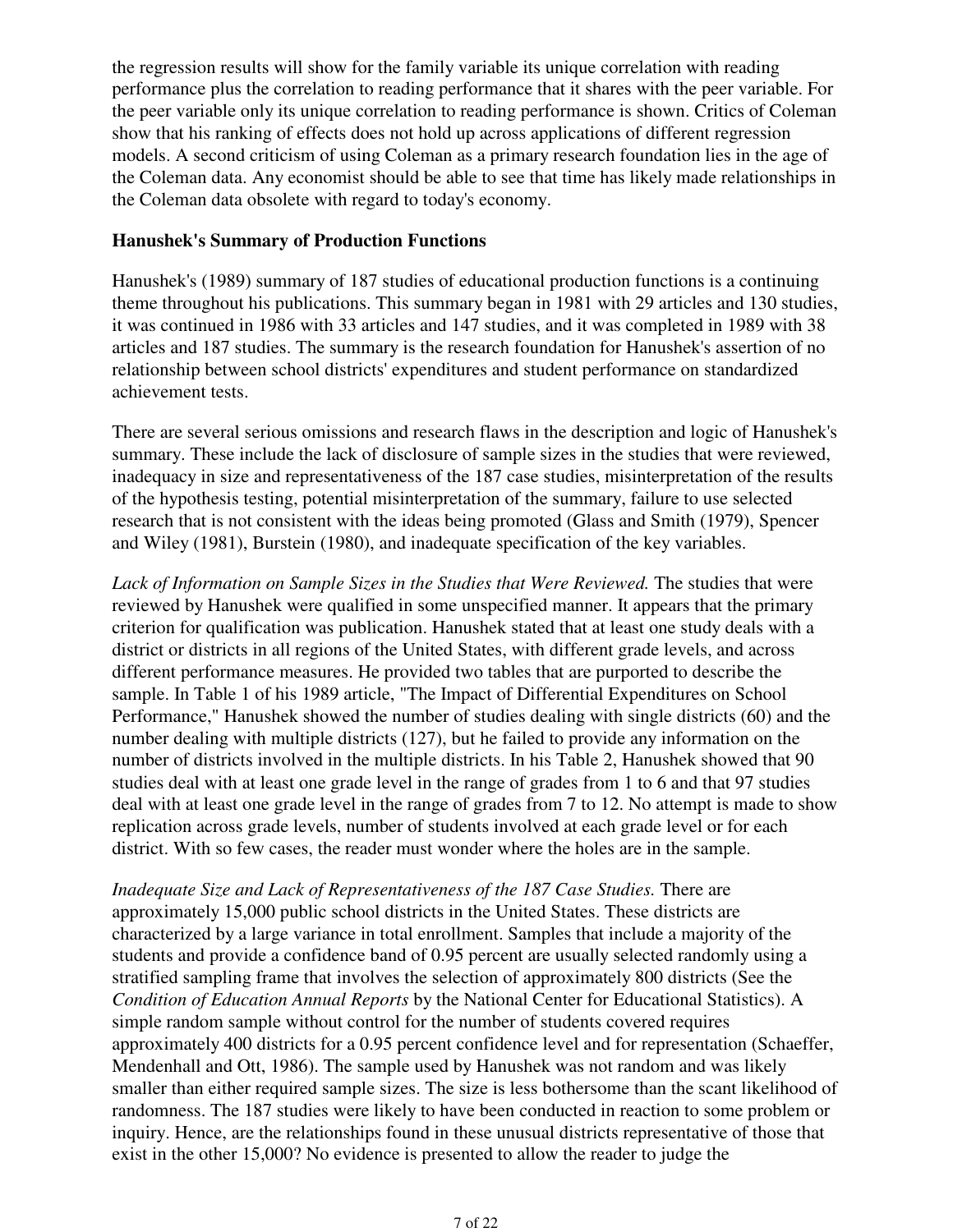the regression results will show for the family variable its unique correlation with reading performance plus the correlation to reading performance that it shares with the peer variable. For the peer variable only its unique correlation to reading performance is shown. Critics of Coleman show that his ranking of effects does not hold up across applications of different regression models. A second criticism of using Coleman as a primary research foundation lies in the age of the Coleman data. Any economist should be able to see that time has likely made relationships in the Coleman data obsolete with regard to today's economy.

**Hanushek's Summary of Production Functions**

Hanushek's (1989) summary of 187 studies of educational production functions is a continuing theme throughout his publications. This summary began in 1981 with 29 articles and 130 studies, it was continued in 1986 with 33 articles and 147 studies, and it was completed in 1989 with 38 articles and 187 studies. The summary is the research foundation for Hanushek's assertion of no relationship between school districts' expenditures and student performance on standardized achievement tests.

There are several serious omissions and research flaws in the description and logic of Hanushek's summary. These include the lack of disclosure of sample sizes in the studies that were reviewed, inadequacy in size and representativeness of the 187 case studies, misinterpretation of the results of the hypothesis testing, potential misinterpretation of the summary, failure to use selected research that is not consistent with the ideas being promoted (Glass and Smith (1979), Spencer and Wiley (1981), Burstein (1980), and inadequate specification of the key variables.

*Lack of Information on Sample Sizes in the Studies that Were Reviewed.* The studies that were reviewed by Hanushek were qualified in some unspecified manner. It appears that the primary criterion for qualification was publication. Hanushek stated that at least one study deals with a district or districts in all regions of the United States, with different grade levels, and across different performance measures. He provided two tables that are purported to describe the sample. In Table 1 of his 1989 article, "The Impact of Differential Expenditures on School Performance," Hanushek showed the number of studies dealing with single districts (60) and the number dealing with multiple districts (127), but he failed to provide any information on the number of districts involved in the multiple districts. In his Table 2, Hanushek showed that 90 studies deal with at least one grade level in the range of grades from 1 to 6 and that 97 studies deal with at least one grade level in the range of grades from 7 to 12. No attempt is made to show replication across grade levels, number of students involved at each grade level or for each district. With so few cases, the reader must wonder where the holes are in the sample.

*Inadequate Size and Lack of Representativeness of the 187 Case Studies.* There are approximately 15,000 public school districts in the United States. These districts are characterized by a large variance in total enrollment. Samples that include a majority of the students and provide a confidence band of 0.95 percent are usually selected randomly using a stratified sampling frame that involves the selection of approximately 800 districts (See the *Condition of Education Annual Reports* by the National Center for Educational Statistics). A simple random sample without control for the number of students covered requires approximately 400 districts for a 0.95 percent confidence level and for representation (Schaeffer, Mendenhall and Ott, 1986). The sample used by Hanushek was not random and was likely smaller than either required sample sizes. The size is less bothersome than the scant likelihood of randomness. The 187 studies were likely to have been conducted in reaction to some problem or inquiry. Hence, are the relationships found in these unusual districts representative of those that exist in the other 15,000? No evidence is presented to allow the reader to judge the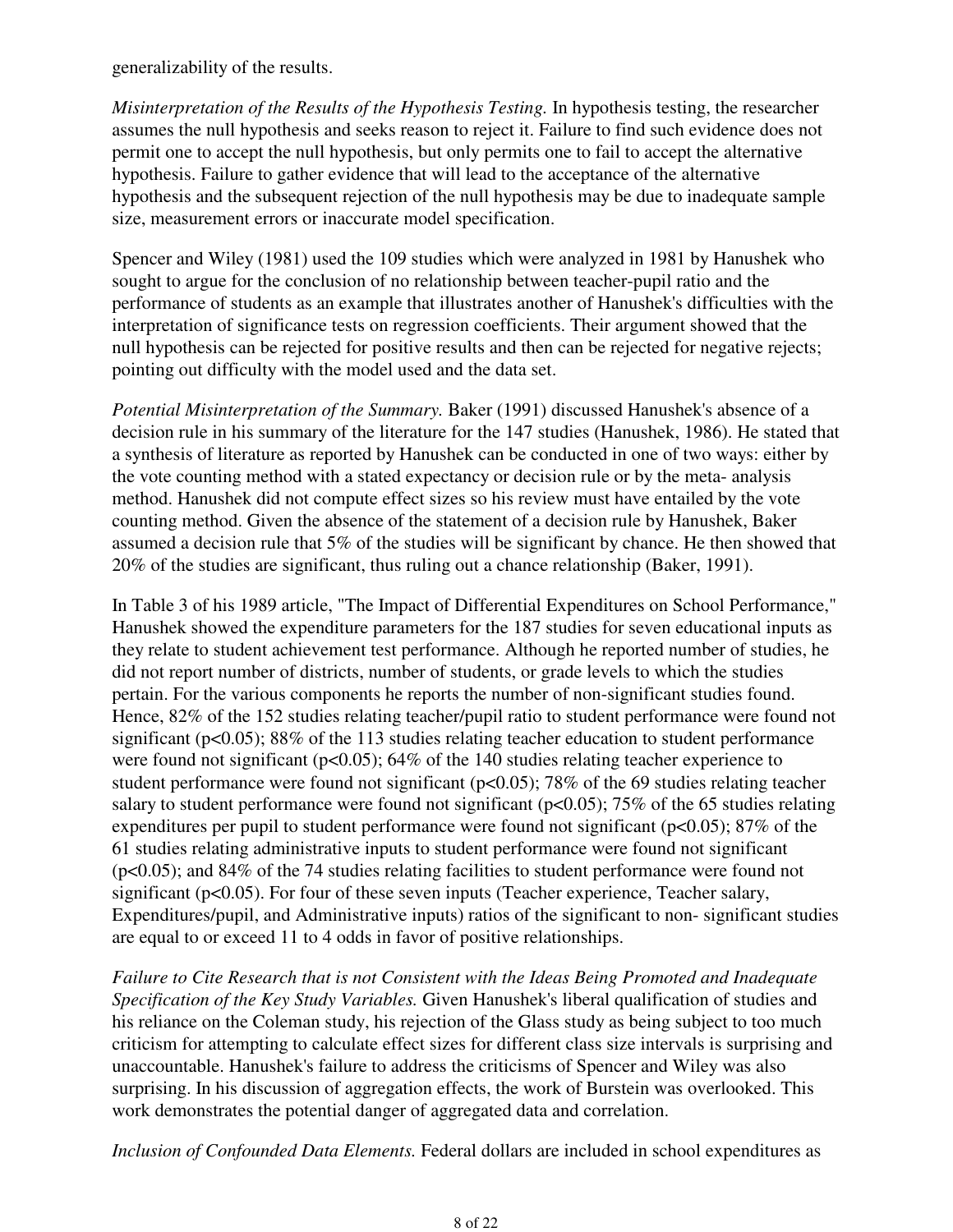generalizability of the results.

*Misinterpretation of the Results of the Hypothesis Testing.* In hypothesis testing, the researcher assumes the null hypothesis and seeks reason to reject it. Failure to find such evidence does not permit one to accept the null hypothesis, but only permits one to fail to accept the alternative hypothesis. Failure to gather evidence that will lead to the acceptance of the alternative hypothesis and the subsequent rejection of the null hypothesis may be due to inadequate sample size, measurement errors or inaccurate model specification.

Spencer and Wiley (1981) used the 109 studies which were analyzed in 1981 by Hanushek who sought to argue for the conclusion of no relationship between teacher-pupil ratio and the performance of students as an example that illustrates another of Hanushek's difficulties with the interpretation of significance tests on regression coefficients. Their argument showed that the null hypothesis can be rejected for positive results and then can be rejected for negative rejects; pointing out difficulty with the model used and the data set.

*Potential Misinterpretation of the Summary.* Baker (1991) discussed Hanushek's absence of a decision rule in his summary of the literature for the 147 studies (Hanushek, 1986). He stated that a synthesis of literature as reported by Hanushek can be conducted in one of two ways: either by the vote counting method with a stated expectancy or decision rule or by the meta- analysis method. Hanushek did not compute effect sizes so his review must have entailed by the vote counting method. Given the absence of the statement of a decision rule by Hanushek, Baker assumed a decision rule that 5% of the studies will be significant by chance. He then showed that 20% of the studies are significant, thus ruling out a chance relationship (Baker, 1991).

In Table 3 of his 1989 article, "The Impact of Differential Expenditures on School Performance," Hanushek showed the expenditure parameters for the 187 studies for seven educational inputs as they relate to student achievement test performance. Although he reported number of studies, he did not report number of districts, number of students, or grade levels to which the studies pertain. For the various components he reports the number of non-significant studies found. Hence, 82% of the 152 studies relating teacher/pupil ratio to student performance were found not significant ($p<0.05$); 88% of the 113 studies relating teacher education to student performance were found not significant ($p<0.05$); 64% of the 140 studies relating teacher experience to student performance were found not significant ($p<0.05$); 78% of the 69 studies relating teacher salary to student performance were found not significant ($p<0.05$); 75% of the 65 studies relating expenditures per pupil to student performance were found not significant ($p<0.05$); 87% of the 61 studies relating administrative inputs to student performance were found not significant ($p<0.05$); and 84% of the 74 studies relating facilities to student performance were found not significant ($p<0.05$). For four of these seven inputs (Teacher experience, Teacher salary, Expenditures/pupil, and Administrative inputs) ratios of the significant to non- significant studies are equal to or exceed 11 to 4 odds in favor of positive relationships.

*Failure to Cite Research that is not Consistent with the Ideas Being Promoted and Inadequate Specification of the Key Study Variables.* Given Hanushek's liberal qualification of studies and his reliance on the Coleman study, his rejection of the Glass study as being subject to too much criticism for attempting to calculate effect sizes for different class size intervals is surprising and unaccountable. Hanushek's failure to address the criticisms of Spencer and Wiley was also surprising. In his discussion of aggregation effects, the work of Burstein was overlooked. This work demonstrates the potential danger of aggregated data and correlation.

*Inclusion of Confounded Data Elements.* Federal dollars are included in school expenditures as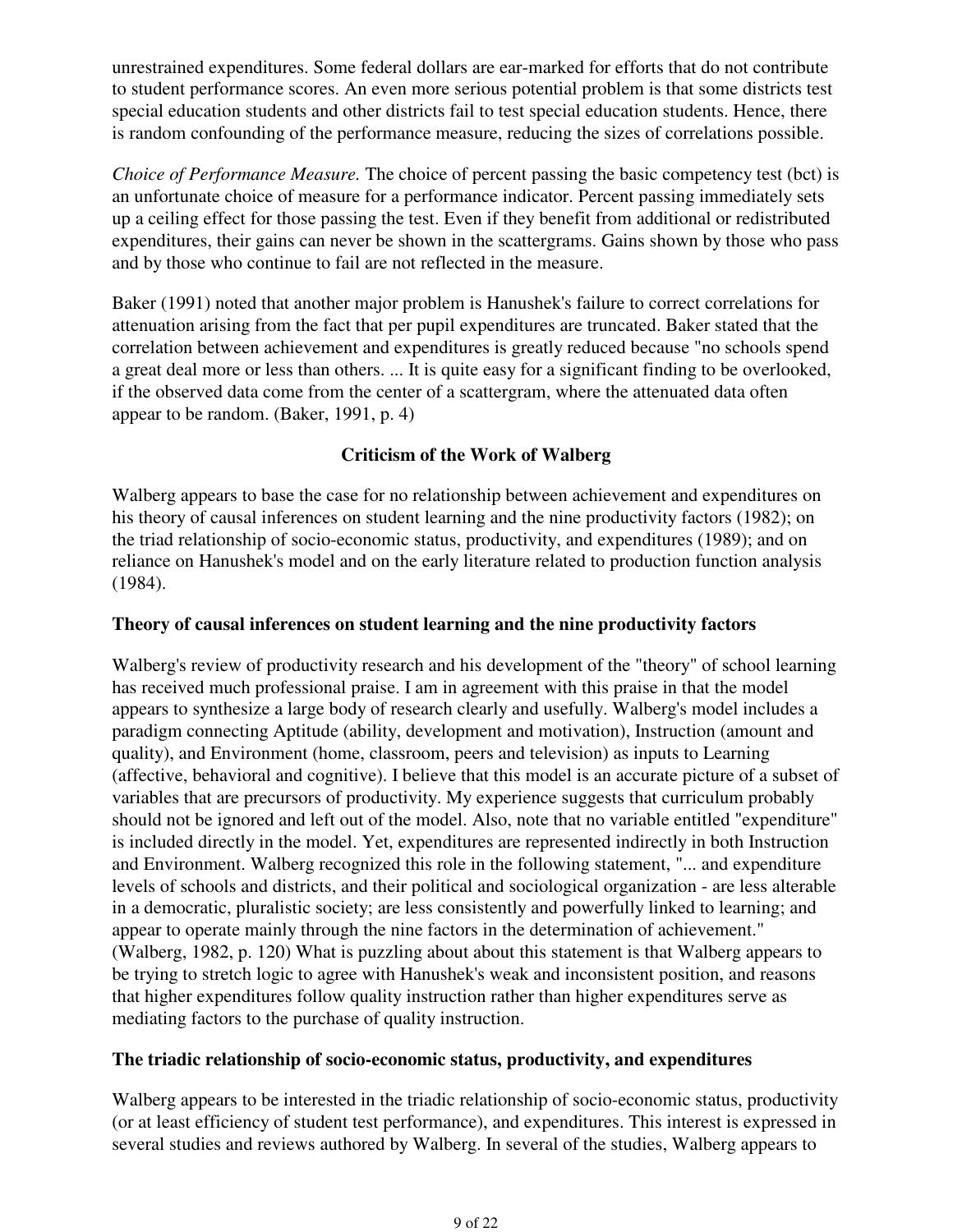unrestrained expenditures. Some federal dollars are ear-marked for efforts that do not contribute to student performance scores. An even more serious potential problem is that some districts test special education students and other districts fail to test special education students. Hence, there is random confounding of the performance measure, reducing the sizes of correlations possible.

*Choice of Performance Measure.* The choice of percent passing the basic competency test (bct) is an unfortunate choice of measure for a performance indicator. Percent passing immediately sets up a ceiling effect for those passing the test. Even if they benefit from additional or redistributed expenditures, their gains can never be shown in the scattergrams. Gains shown by those who pass and by those who continue to fail are not reflected in the measure.

Baker (1991) noted that another major problem is Hanushek's failure to correct correlations for attenuation arising from the fact that per pupil expenditures are truncated. Baker stated that the correlation between achievement and expenditures is greatly reduced because "no schools spend a great deal more or less than others. ... It is quite easy for a significant finding to be overlooked, if the observed data come from the center of a scattergram, where the attenuated data often appear to be random. (Baker, 1991, p. 4)

## Criticism of the Work of Walberg

Walberg appears to base the case for no relationship between achievement and expenditures on his theory of causal inferences on student learning and the nine productivity factors (1982); on the triad relationship of socio-economic status, productivity, and expenditures (1989); and on reliance on Hanushek's model and on the early literature related to production function analysis (1984).

### Theory of causal inferences on student learning and the nine productivity factors

Walberg's review of productivity research and his development of the "theory" of school learning has received much professional praise. I am in agreement with this praise in that the model appears to synthesize a large body of research clearly and usefully. Walberg's model includes a paradigm connecting Aptitude (ability, development and motivation), Instruction (amount and quality), and Environment (home, classroom, peers and television) as inputs to Learning (affective, behavioral and cognitive). I believe that this model is an accurate picture of a subset of variables that are precursors of productivity. My experience suggests that curriculum probably should not be ignored and left out of the model. Also, note that no variable entitled "expenditure" is included directly in the model. Yet, expenditures are represented indirectly in both Instruction and Environment. Walberg recognized this role in the following statement, "... and expenditure levels of schools and districts, and their political and sociological organization - are less alterable in a democratic, pluralistic society; are less consistently and powerfully linked to learning; and appear to operate mainly through the nine factors in the determination of achievement." (Walberg, 1982, p. 120) What is puzzling about about this statement is that Walberg appears to be trying to stretch logic to agree with Hanushek's weak and inconsistent position, and reasons that higher expenditures follow quality instruction rather than higher expenditures serve as mediating factors to the purchase of quality instruction.

### The triadic relationship of socio-economic status, productivity, and expenditures

Walberg appears to be interested in the triadic relationship of socio-economic status, productivity (or at least efficiency of student test performance), and expenditures. This interest is expressed in several studies and reviews authored by Walberg. In several of the studies, Walberg appears to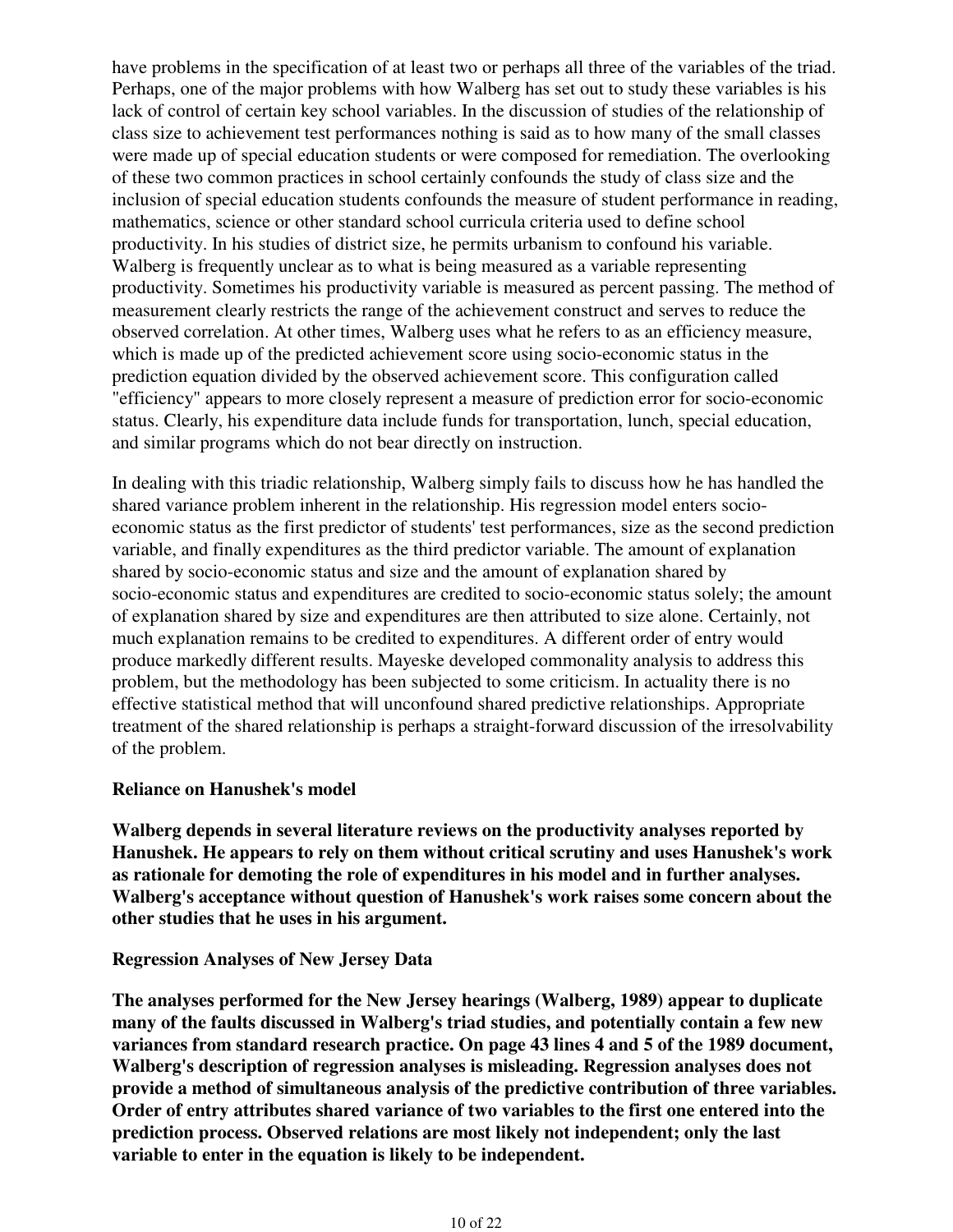have problems in the specification of at least two or perhaps all three of the variables of the triad. Perhaps, one of the major problems with how Walberg has set out to study these variables is his lack of control of certain key school variables. In the discussion of studies of the relationship of class size to achievement test performances nothing is said as to how many of the small classes were made up of special education students or were composed for remediation. The overlooking of these two common practices in school certainly confounds the study of class size and the inclusion of special education students confounds the measure of student performance in reading, mathematics, science or other standard school curricula criteria used to define school productivity. In his studies of district size, he permits urbanism to confound his variable. Walberg is frequently unclear as to what is being measured as a variable representing productivity. Sometimes his productivity variable is measured as percent passing. The method of measurement clearly restricts the range of the achievement construct and serves to reduce the observed correlation. At other times, Walberg uses what he refers to as an efficiency measure, which is made up of the predicted achievement score using socio-economic status in the prediction equation divided by the observed achievement score. This configuration called "efficiency" appears to more closely represent a measure of prediction error for socio-economic status. Clearly, his expenditure data include funds for transportation, lunch, special education, and similar programs which do not bear directly on instruction.

In dealing with this triadic relationship, Walberg simply fails to discuss how he has handled the shared variance problem inherent in the relationship. His regression model enters socio-economic status as the first predictor of students' test performances, size as the second prediction variable, and finally expenditures as the third predictor variable. The amount of explanation shared by socio-economic status and size and the amount of explanation shared by socio-economic status and expenditures are credited to socio-economic status solely; the amount of explanation shared by size and expenditures are then attributed to size alone. Certainly, not much explanation remains to be credited to expenditures. A different order of entry would produce markedly different results. Mayeske developed commonality analysis to address this problem, but the methodology has been subjected to some criticism. In actuality there is no effective statistical method that will unconfound shared predictive relationships. Appropriate treatment of the shared relationship is perhaps a straight-forward discussion of the irresolvability of the problem.

**Reliance on Hanushek's model**

**Walberg depends in several literature reviews on the productivity analyses reported by Hanushek. He appears to rely on them without critical scrutiny and uses Hanushek's work as rationale for demoting the role of expenditures in his model and in further analyses. Walberg's acceptance without question of Hanushek's work raises some concern about the other studies that he uses in his argument.**

**Regression Analyses of New Jersey Data**

**The analyses performed for the New Jersey hearings (Walberg, 1989) appear to duplicate many of the faults discussed in Walberg's triad studies, and potentially contain a few new variances from standard research practice. On page 43 lines 4 and 5 of the 1989 document, Walberg's description of regression analyses is misleading. Regression analyses does not provide a method of simultaneous analysis of the predictive contribution of three variables. Order of entry attributes shared variance of two variables to the first one entered into the prediction process. Observed relations are most likely not independent; only the last variable to enter in the equation is likely to be independent.**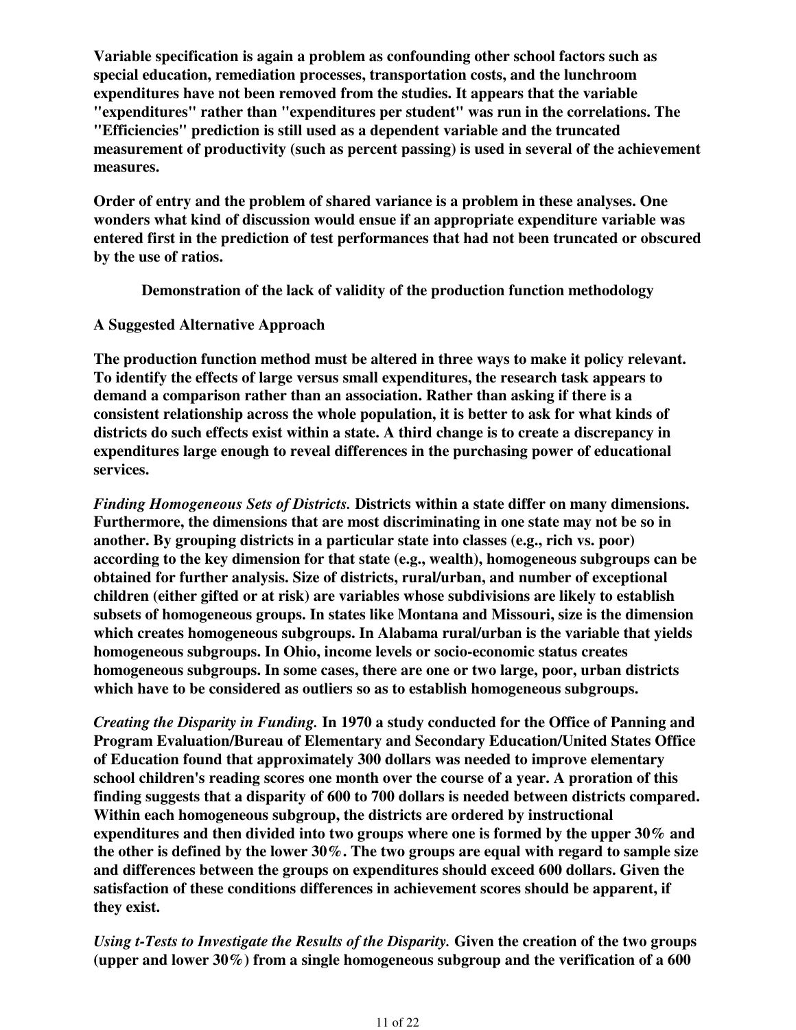**Variable specification is again a problem as confounding other school factors such as special education, remediation processes, transportation costs, and the lunchroom expenditures have not been removed from the studies. It appears that the variable "expenditures" rather than "expenditures per student" was run in the correlations. The "Efficiencies" prediction is still used as a dependent variable and the truncated measurement of productivity (such as percent passing) is used in several of the achievement measures.**

**Order of entry and the problem of shared variance is a problem in these analyses. One wonders what kind of discussion would ensue if an appropriate expenditure variable was entered first in the prediction of test performances that had not been truncated or obscured by the use of ratios.**

### Demonstration of the lack of validity of the production function methodology

### A Suggested Alternative Approach

**The production function method must be altered in three ways to make it policy relevant. To identify the effects of large versus small expenditures, the research task appears to demand a comparison rather than an association. Rather than asking if there is a consistent relationship across the whole population, it is better to ask for what kinds of districts do such effects exist within a state. A third change is to create a discrepancy in expenditures large enough to reveal differences in the purchasing power of educational services.**

***Finding Homogeneous Sets of Districts.*** **Districts within a state differ on many dimensions. Furthermore, the dimensions that are most discriminating in one state may not be so in another. By grouping districts in a particular state into classes (e.g., rich vs. poor) according to the key dimension for that state (e.g., wealth), homogeneous subgroups can be obtained for further analysis. Size of districts, rural/urban, and number of exceptional children (either gifted or at risk) are variables whose subdivisions are likely to establish subsets of homogeneous groups. In states like Montana and Missouri, size is the dimension which creates homogeneous subgroups. In Alabama rural/urban is the variable that yields homogeneous subgroups. In Ohio, income levels or socio-economic status creates homogeneous subgroups. In some cases, there are one or two large, poor, urban districts which have to be considered as outliers so as to establish homogeneous subgroups.**

***Creating the Disparity in Funding.*** **In 1970 a study conducted for the Office of Panning and Program Evaluation/Bureau of Elementary and Secondary Education/United States Office of Education found that approximately 300 dollars was needed to improve elementary school children's reading scores one month over the course of a year. A proration of this finding suggests that a disparity of 600 to 700 dollars is needed between districts compared. Within each homogeneous subgroup, the districts are ordered by instructional expenditures and then divided into two groups where one is formed by the upper 30% and the other is defined by the lower 30%. The two groups are equal with regard to sample size and differences between the groups on expenditures should exceed 600 dollars. Given the satisfaction of these conditions differences in achievement scores should be apparent, if they exist.**

***Using t-Tests to Investigate the Results of the Disparity.*** **Given the creation of the two groups (upper and lower 30%) from a single homogeneous subgroup and the verification of a 600**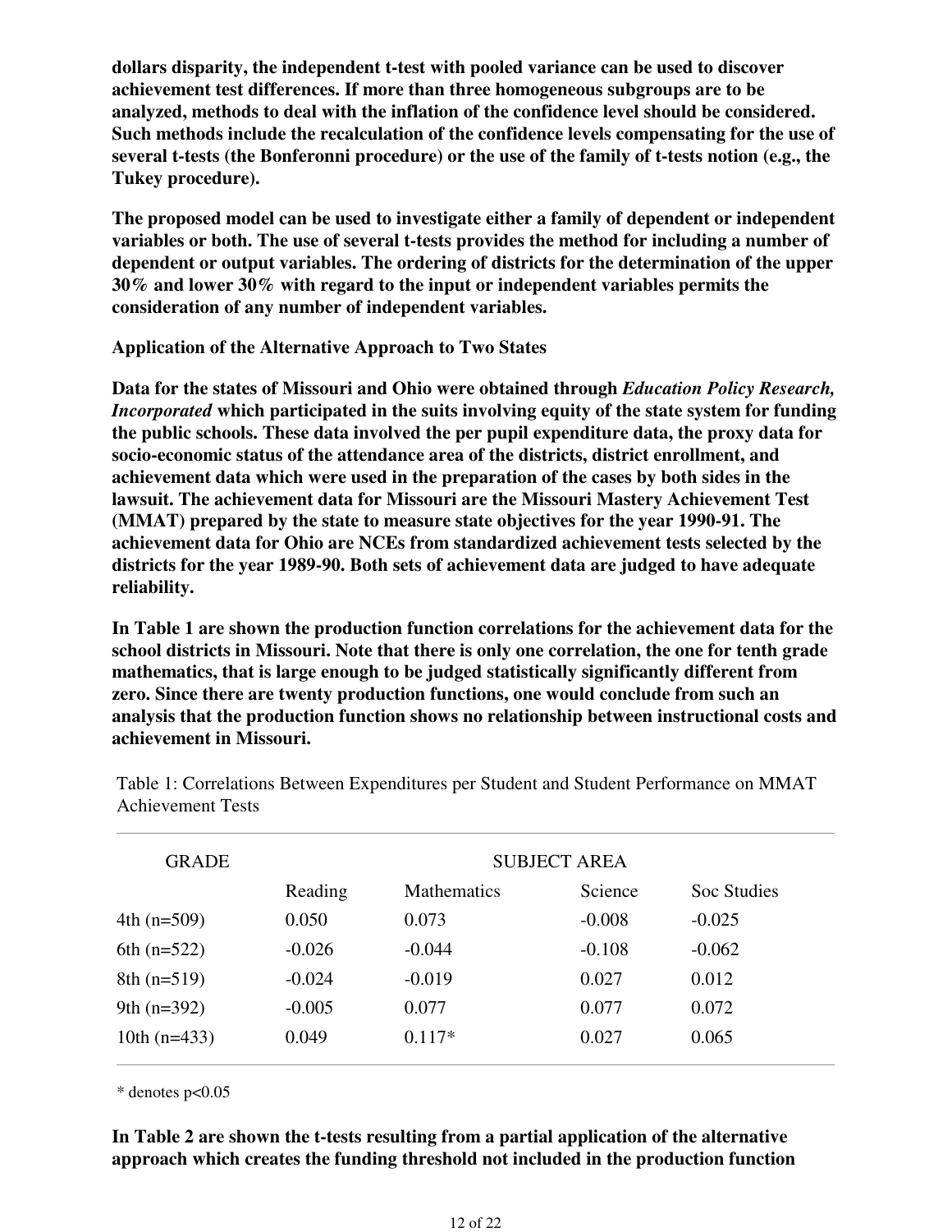**dollars disparity, the independent t-test with pooled variance can be used to discover achievement test differences. If more than three homogeneous subgroups are to be analyzed, methods to deal with the inflation of the confidence level should be considered. Such methods include the recalculation of the confidence levels compensating for the use of several t-tests (the Bonferonni procedure) or the use of the family of t-tests notion (e.g., the Tukey procedure).**

**The proposed model can be used to investigate either a family of dependent or independent variables or both. The use of several t-tests provides the method for including a number of dependent or output variables. The ordering of districts for the determination of the upper 30% and lower 30% with regard to the input or independent variables permits the consideration of any number of independent variables.**

**Application of the Alternative Approach to Two States**

**Data for the states of Missouri and Ohio were obtained through *Education Policy Research, Incorporated* which participated in the suits involving equity of the state system for funding the public schools. These data involved the per pupil expenditure data, the proxy data for socio-economic status of the attendance area of the districts, district enrollment, and achievement data which were used in the preparation of the cases by both sides in the lawsuit. The achievement data for Missouri are the Missouri Mastery Achievement Test (MMAT) prepared by the state to measure state objectives for the year 1990-91. The achievement data for Ohio are NCEs from standardized achievement tests selected by the districts for the year 1989-90. Both sets of achievement data are judged to have adequate reliability.**

**In Table 1 are shown the production function correlations for the achievement data for the school districts in Missouri. Note that there is only one correlation, the one for tenth grade mathematics, that is large enough to be judged statistically significantly different from zero. Since there are twenty production functions, one would conclude from such an analysis that the production function shows no relationship between instructional costs and achievement in Missouri.**

Table 1: Correlations Between Expenditures per Student and Student Performance on MMAT Achievement Tests

| GRADE | SUBJECT AREA | | | |
|---|---|---|---|---|
| | Reading | Mathematics | Science | Soc Studies |
| 4th (n=509) | 0.050 | 0.073 | -0.008 | -0.025 |
| 6th (n=522) | -0.026 | -0.044 | -0.108 | -0.062 |
| 8th (n=519) | -0.024 | -0.019 | 0.027 | 0.012 |
| 9th (n=392) | -0.005 | 0.077 | 0.077 | 0.072 |
| 10th (n=433) | 0.049 | 0.117* | 0.027 | 0.065 |

* denotes $p<0.05$

**In Table 2 are shown the t-tests resulting from a partial application of the alternative approach which creates the funding threshold not included in the production function**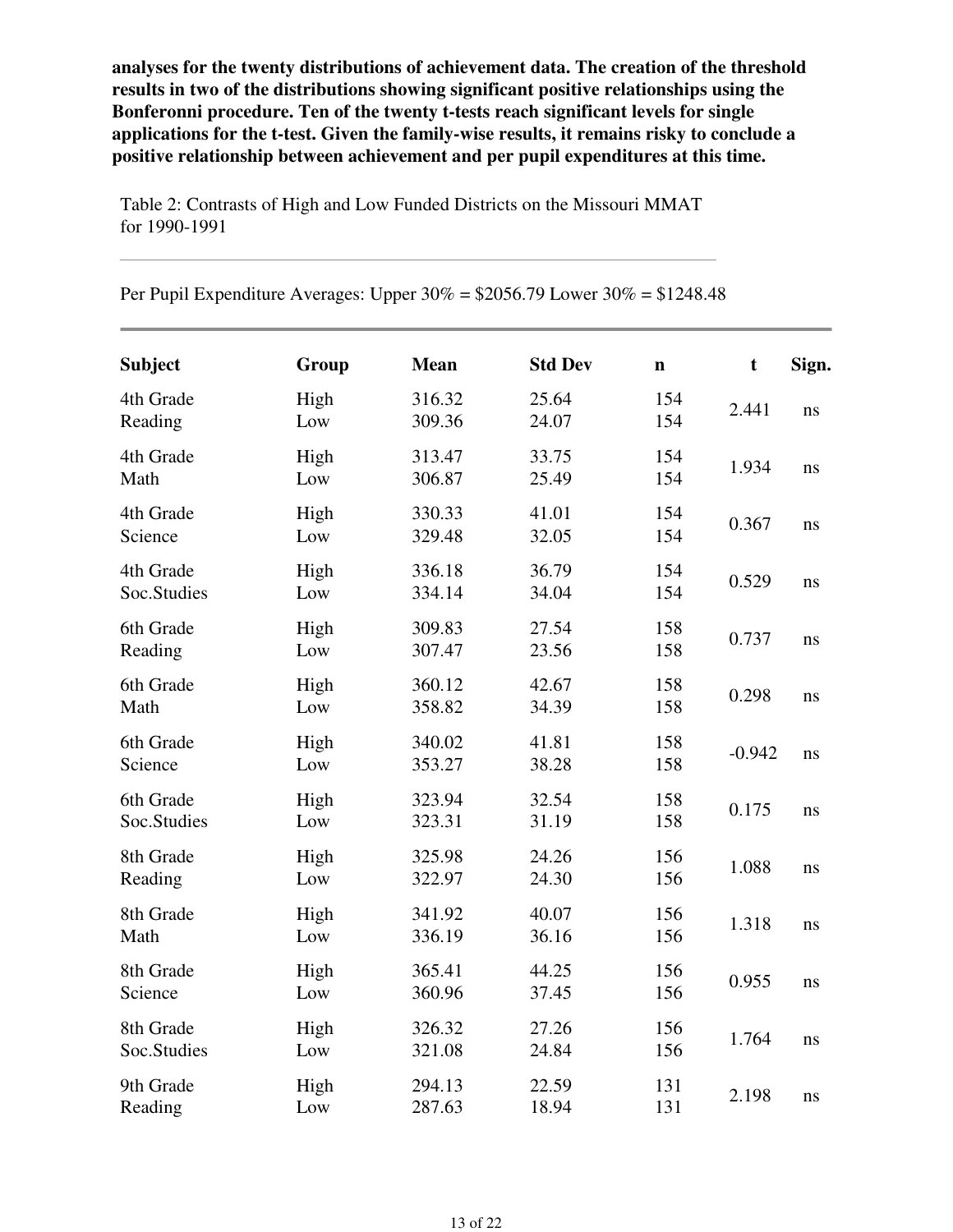**analyses for the twenty distributions of achievement data. The creation of the threshold results in two of the distributions showing significant positive relationships using the Bonferonni procedure. Ten of the twenty t-tests reach significant levels for single applications for the t-test. Given the family-wise results, it remains risky to conclude a positive relationship between achievement and per pupil expenditures at this time.**

Table 2: Contrasts of High and Low Funded Districts on the Missouri MMAT for 1990-1991

Per Pupil Expenditure Averages: Upper 30% = $2056.79 Lower 30% = $1248.48

| Subject | Group | Mean | Std Dev | n | t | Sign. |
|---|---|---|---|---|---|---|
| 4th Grade Reading | High<br>Low | 316.32<br>309.36 | 25.64<br>24.07 | 154<br>154 | 2.441 | ns |
| 4th Grade Math | High<br>Low | 313.47<br>306.87 | 33.75<br>25.49 | 154<br>154 | 1.934 | ns |
| 4th Grade Science | High<br>Low | 330.33<br>329.48 | 41.01<br>32.05 | 154<br>154 | 0.367 | ns |
| 4th Grade Soc.Studies | High<br>Low | 336.18<br>334.14 | 36.79<br>34.04 | 154<br>154 | 0.529 | ns |
| 6th Grade Reading | High<br>Low | 309.83<br>307.47 | 27.54<br>23.56 | 158<br>158 | 0.737 | ns |
| 6th Grade Math | High<br>Low | 360.12<br>358.82 | 42.67<br>34.39 | 158<br>158 | 0.298 | ns |
| 6th Grade Science | High<br>Low | 340.02<br>353.27 | 41.81<br>38.28 | 158<br>158 | -0.942 | ns |
| 6th Grade Soc.Studies | High<br>Low | 323.94<br>323.31 | 32.54<br>31.19 | 158<br>158 | 0.175 | ns |
| 8th Grade Reading | High<br>Low | 325.98<br>322.97 | 24.26<br>24.30 | 156<br>156 | 1.088 | ns |
| 8th Grade Math | High<br>Low | 341.92<br>336.19 | 40.07<br>36.16 | 156<br>156 | 1.318 | ns |
| 8th Grade Science | High<br>Low | 365.41<br>360.96 | 44.25<br>37.45 | 156<br>156 | 0.955 | ns |
| 8th Grade Soc.Studies | High<br>Low | 326.32<br>321.08 | 27.26<br>24.84 | 156<br>156 | 1.764 | ns |
| 9th Grade Reading | High<br>Low | 294.13<br>287.63 | 22.59<br>18.94 | 131<br>131 | 2.198 | ns |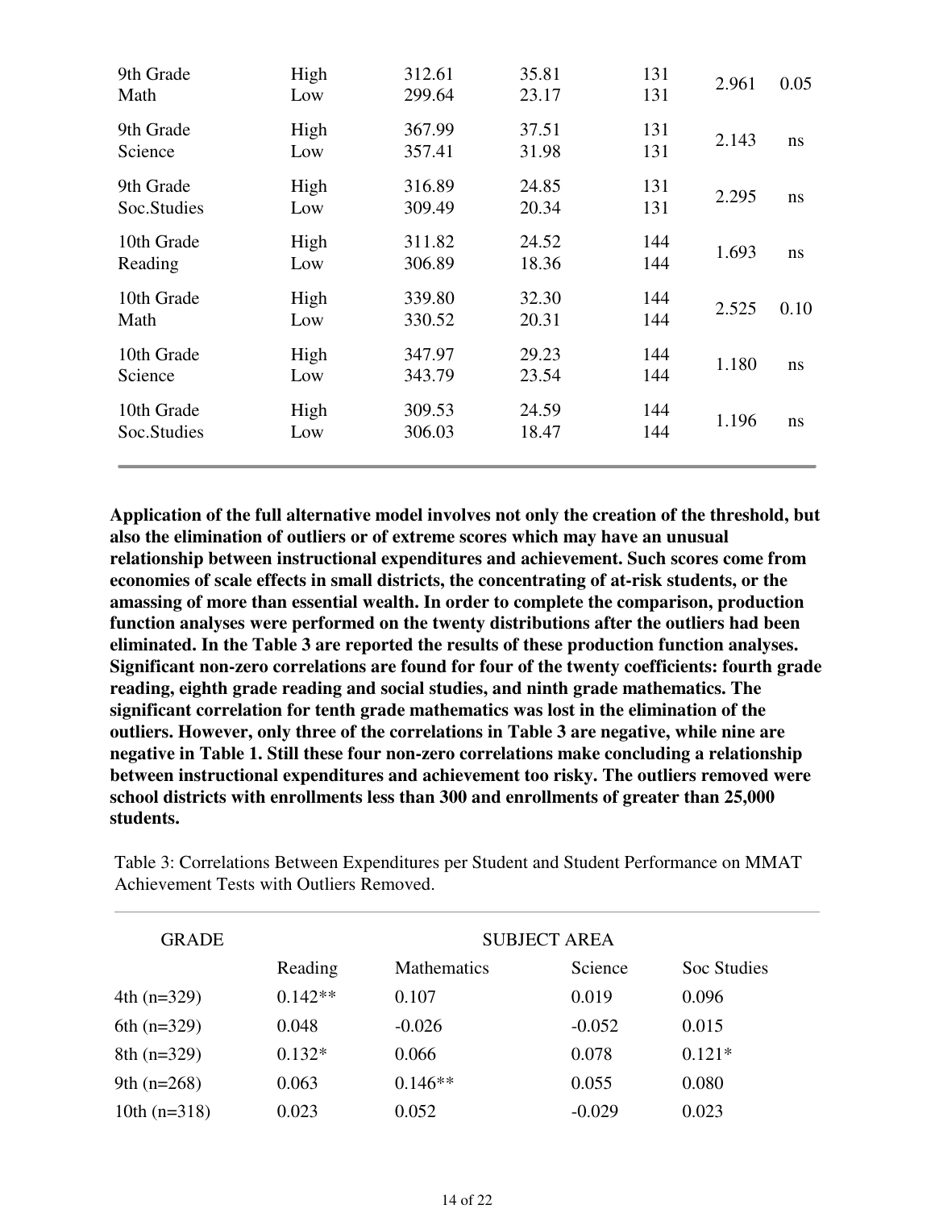| | | | | | | |
|---|---|---|---|---|---|---|
| 9th Grade Math | High<br>Low | 312.61<br>299.64 | 35.81<br>23.17 | 131<br>131 | 2.961 | 0.05 |
| 9th Grade Science | High<br>Low | 367.99<br>357.41 | 37.51<br>31.98 | 131<br>131 | 2.143 | ns |
| 9th Grade Soc.Studies | High<br>Low | 316.89<br>309.49 | 24.85<br>20.34 | 131<br>131 | 2.295 | ns |
| 10th Grade Reading | High<br>Low | 311.82<br>306.89 | 24.52<br>18.36 | 144<br>144 | 1.693 | ns |
| 10th Grade Math | High<br>Low | 339.80<br>330.52 | 32.30<br>20.31 | 144<br>144 | 2.525 | 0.10 |
| 10th Grade Science | High<br>Low | 347.97<br>343.79 | 29.23<br>23.54 | 144<br>144 | 1.180 | ns |
| 10th Grade Soc.Studies | High<br>Low | 309.53<br>306.03 | 24.59<br>18.47 | 144<br>144 | 1.196 | ns |

**Application of the full alternative model involves not only the creation of the threshold, but also the elimination of outliers or of extreme scores which may have an unusual relationship between instructional expenditures and achievement. Such scores come from economies of scale effects in small districts, the concentrating of at-risk students, or the amassing of more than essential wealth. In order to complete the comparison, production function analyses were performed on the twenty distributions after the outliers had been eliminated. In the Table 3 are reported the results of these production function analyses. Significant non-zero correlations are found for four of the twenty coefficients: fourth grade reading, eighth grade reading and social studies, and ninth grade mathematics. The significant correlation for tenth grade mathematics was lost in the elimination of the outliers. However, only three of the correlations in Table 3 are negative, while nine are negative in Table 1. Still these four non-zero correlations make concluding a relationship between instructional expenditures and achievement too risky. The outliers removed were school districts with enrollments less than 300 and enrollments of greater than 25,000 students.**

Table 3: Correlations Between Expenditures per Student and Student Performance on MMAT Achievement Tests with Outliers Removed.

| GRADE | SUBJECT AREA | | | |
|---|---|---|---|---|
| | Reading | Mathematics | Science | Soc Studies |
| 4th (n=329) | 0.142** | 0.107 | 0.019 | 0.096 |
| 6th (n=329) | 0.048 | -0.026 | -0.052 | 0.015 |
| 8th (n=329) | 0.132* | 0.066 | 0.078 | 0.121* |
| 9th (n=268) | 0.063 | 0.146** | 0.055 | 0.080 |
| 10th (n=318) | 0.023 | 0.052 | -0.029 | 0.023 |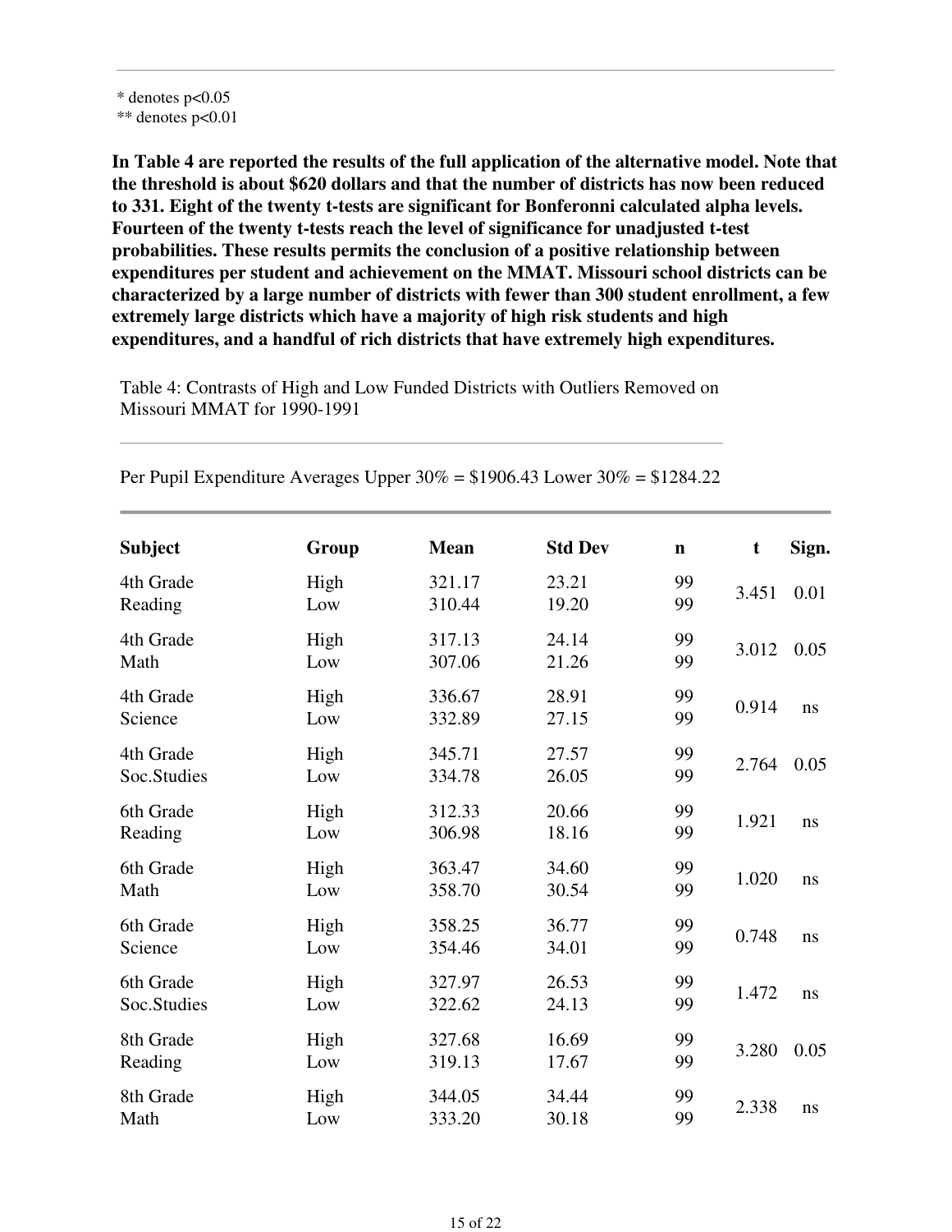\* denotes p<0.05
\*\* denotes p<0.01

**In Table 4 are reported the results of the full application of the alternative model. Note that the threshold is about $620 dollars and that the number of districts has now been reduced to 331. Eight of the twenty t-tests are significant for Bonferonni calculated alpha levels. Fourteen of the twenty t-tests reach the level of significance for unadjusted t-test probabilities. These results permits the conclusion of a positive relationship between expenditures per student and achievement on the MMAT. Missouri school districts can be characterized by a large number of districts with fewer than 300 student enrollment, a few extremely large districts which have a majority of high risk students and high expenditures, and a handful of rich districts that have extremely high expenditures.**

Table 4: Contrasts of High and Low Funded Districts with Outliers Removed on Missouri MMAT for 1990-1991

Per Pupil Expenditure Averages Upper 30% = $1906.43 Lower 30% = $1284.22

| Subject | Group | Mean | Std Dev | n | t | Sign. |
|---|---|---|---|---|---|---|
| 4th Grade Reading | High | 321.17 | 23.21 | 99 | 3.451 | 0.01 |
| | Low | 310.44 | 19.20 | 99 | | |
| 4th Grade Math | High | 317.13 | 24.14 | 99 | 3.012 | 0.05 |
| | Low | 307.06 | 21.26 | 99 | | |
| 4th Grade Science | High | 336.67 | 28.91 | 99 | 0.914 | ns |
| | Low | 332.89 | 27.15 | 99 | | |
| 4th Grade Soc.Studies | High | 345.71 | 27.57 | 99 | 2.764 | 0.05 |
| | Low | 334.78 | 26.05 | 99 | | |
| 6th Grade Reading | High | 312.33 | 20.66 | 99 | 1.921 | ns |
| | Low | 306.98 | 18.16 | 99 | | |
| 6th Grade Math | High | 363.47 | 34.60 | 99 | 1.020 | ns |
| | Low | 358.70 | 30.54 | 99 | | |
| 6th Grade Science | High | 358.25 | 36.77 | 99 | 0.748 | ns |
| | Low | 354.46 | 34.01 | 99 | | |
| 6th Grade Soc.Studies | High | 327.97 | 26.53 | 99 | 1.472 | ns |
| | Low | 322.62 | 24.13 | 99 | | |
| 8th Grade Reading | High | 327.68 | 16.69 | 99 | 3.280 | 0.05 |
| | Low | 319.13 | 17.67 | 99 | | |
| 8th Grade Math | High | 344.05 | 34.44 | 99 | 2.338 | ns |
| | Low | 333.20 | 30.18 | 99 | | |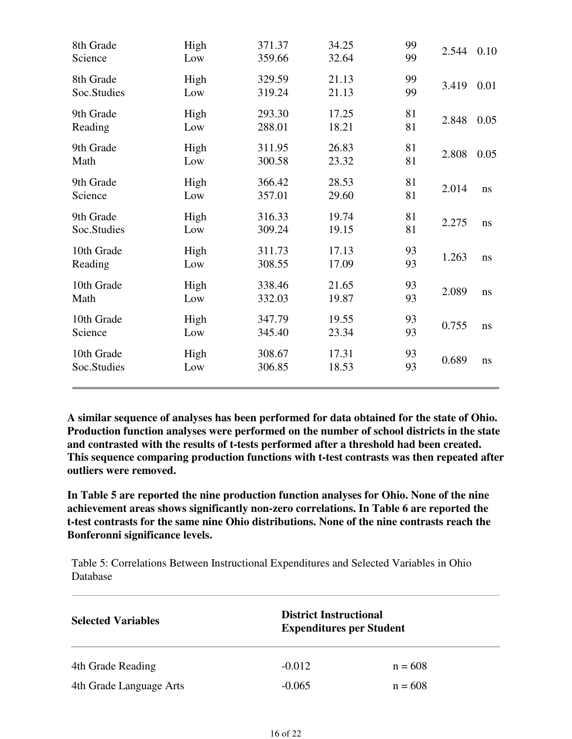| | | | | | | |
|---|---|---|---|---|---|---|
| 8th Grade Science | High | 371.37 | 34.25 | 99 | 2.544 | 0.10 |
| | Low | 359.66 | 32.64 | 99 | | |
| 8th Grade Soc.Studies | High | 329.59 | 21.13 | 99 | 3.419 | 0.01 |
| | Low | 319.24 | 21.13 | 99 | | |
| 9th Grade Reading | High | 293.30 | 17.25 | 81 | 2.848 | 0.05 |
| | Low | 288.01 | 18.21 | 81 | | |
| 9th Grade Math | High | 311.95 | 26.83 | 81 | 2.808 | 0.05 |
| | Low | 300.58 | 23.32 | 81 | | |
| 9th Grade Science | High | 366.42 | 28.53 | 81 | 2.014 | ns |
| | Low | 357.01 | 29.60 | 81 | | |
| 9th Grade Soc.Studies | High | 316.33 | 19.74 | 81 | 2.275 | ns |
| | Low | 309.24 | 19.15 | 81 | | |
| 10th Grade Reading | High | 311.73 | 17.13 | 93 | 1.263 | ns |
| | Low | 308.55 | 17.09 | 93 | | |
| 10th Grade Math | High | 338.46 | 21.65 | 93 | 2.089 | ns |
| | Low | 332.03 | 19.87 | 93 | | |
| 10th Grade Science | High | 347.79 | 19.55 | 93 | 0.755 | ns |
| | Low | 345.40 | 23.34 | 93 | | |
| 10th Grade Soc.Studies | High | 308.67 | 17.31 | 93 | 0.689 | ns |
| | Low | 306.85 | 18.53 | 93 | | |

**A similar sequence of analyses has been performed for data obtained for the state of Ohio. Production function analyses were performed on the number of school districts in the state and contrasted with the results of t-tests performed after a threshold had been created. This sequence comparing production functions with t-test contrasts was then repeated after outliers were removed.**

**In Table 5 are reported the nine production function analyses for Ohio. None of the nine achievement areas shows significantly non-zero correlations. In Table 6 are reported the t-test contrasts for the same nine Ohio distributions. None of the nine contrasts reach the Bonferonni significance levels.**

Table 5: Correlations Between Instructional Expenditures and Selected Variables in Ohio Database

| **Selected Variables** | **District Instructional Expenditures per Student** | |
|---|---|---|
| 4th Grade Reading | -0.012 | n = 608 |
| 4th Grade Language Arts | -0.065 | n = 608 |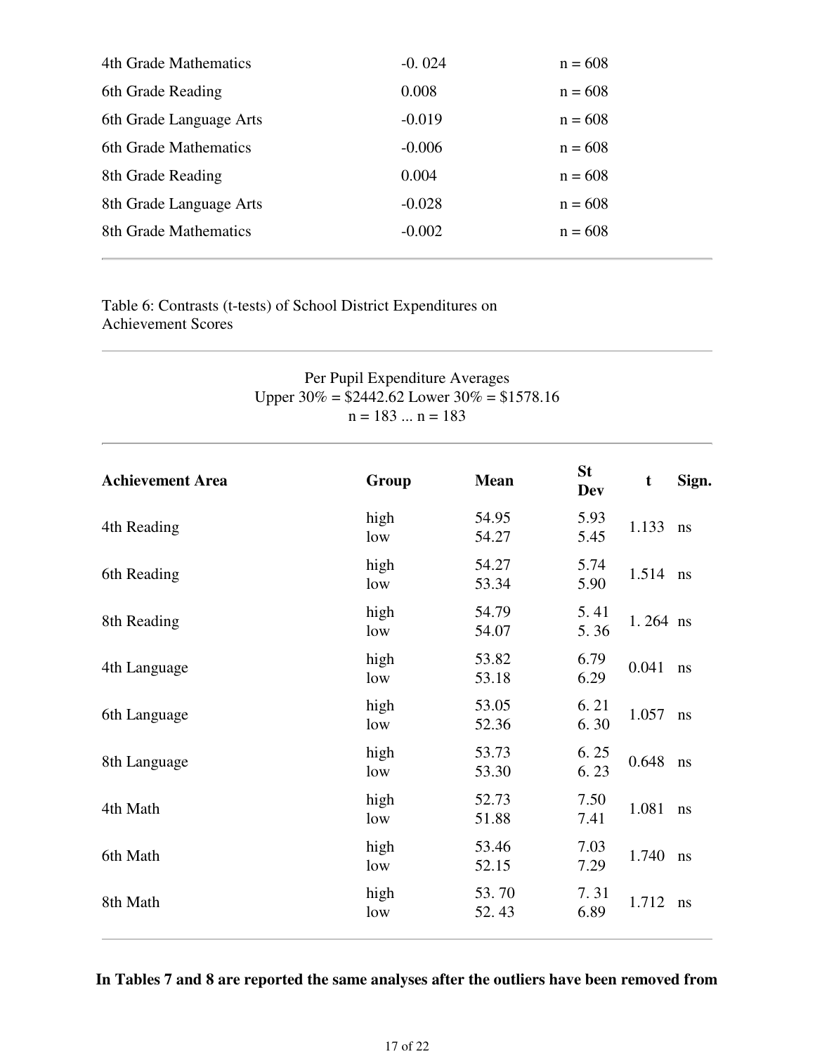| | | |
|---|---|---|
| 4th Grade Mathematics | -0. 024 | n = 608 |
| 6th Grade Reading | 0.008 | n = 608 |
| 6th Grade Language Arts | -0.019 | n = 608 |
| 6th Grade Mathematics | -0.006 | n = 608 |
| 8th Grade Reading | 0.004 | n = 608 |
| 8th Grade Language Arts | -0.028 | n = 608 |
| 8th Grade Mathematics | -0.002 | n = 608 |

Table 6: Contrasts (t-tests) of School District Expenditures on Achievement Scores

Per Pupil Expenditure Averages
Upper 30% = $2442.62 Lower 30% = $1578.16
n = 183 ... n = 183

| Achievement Area | Group | Mean | St Dev | t | Sign. |
|---|---|---|---|---|---|
| 4th Reading | high<br>low | 54.95<br>54.27 | 5.93<br>5.45 | 1.133 | ns |
| 6th Reading | high<br>low | 54.27<br>53.34 | 5.74<br>5.90 | 1.514 | ns |
| 8th Reading | high<br>low | 54.79<br>54.07 | 5. 41<br>5. 36 | 1. 264 | ns |
| 4th Language | high<br>low | 53.82<br>53.18 | 6.79<br>6.29 | 0.041 | ns |
| 6th Language | high<br>low | 53.05<br>52.36 | 6. 21<br>6. 30 | 1.057 | ns |
| 8th Language | high<br>low | 53.73<br>53.30 | 6. 25<br>6. 23 | 0.648 | ns |
| 4th Math | high<br>low | 52.73<br>51.88 | 7.50<br>7.41 | 1.081 | ns |
| 6th Math | high<br>low | 53.46<br>52.15 | 7.03<br>7.29 | 1.740 | ns |
| 8th Math | high<br>low | 53. 70<br>52. 43 | 7. 31<br>6.89 | 1.712 | ns |

**In Tables 7 and 8 are reported the same analyses after the outliers have been removed from**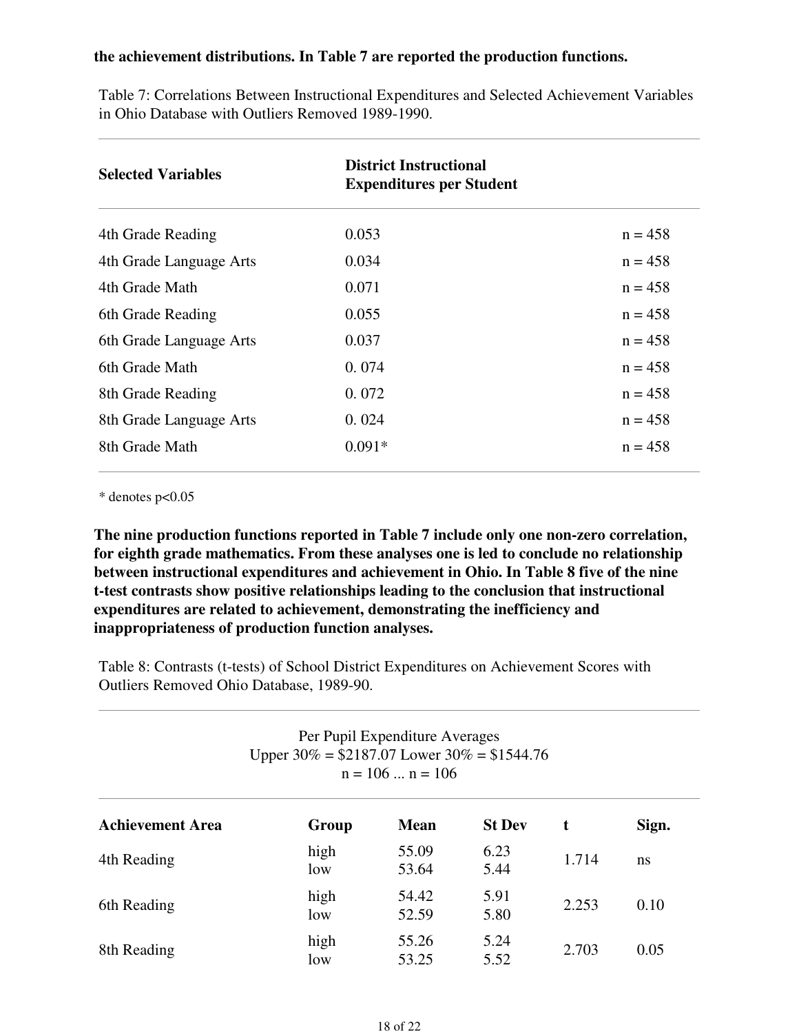**the achievement distributions. In Table 7 are reported the production functions.**

Table 7: Correlations Between Instructional Expenditures and Selected Achievement Variables in Ohio Database with Outliers Removed 1989-1990.

| Selected Variables | District Instructional Expenditures per Student | |
|---|---|---|
| 4th Grade Reading | 0.053 | n = 458 |
| 4th Grade Language Arts | 0.034 | n = 458 |
| 4th Grade Math | 0.071 | n = 458 |
| 6th Grade Reading | 0.055 | n = 458 |
| 6th Grade Language Arts | 0.037 | n = 458 |
| 6th Grade Math | 0. 074 | n = 458 |
| 8th Grade Reading | 0. 072 | n = 458 |
| 8th Grade Language Arts | 0. 024 | n = 458 |
| 8th Grade Math | 0.091* | n = 458 |

\* denotes p<0.05

**The nine production functions reported in Table 7 include only one non-zero correlation, for eighth grade mathematics. From these analyses one is led to conclude no relationship between instructional expenditures and achievement in Ohio. In Table 8 five of the nine t-test contrasts show positive relationships leading to the conclusion that instructional expenditures are related to achievement, demonstrating the inefficiency and inappropriateness of production function analyses.**

Table 8: Contrasts (t-tests) of School District Expenditures on Achievement Scores with Outliers Removed Ohio Database, 1989-90.

Per Pupil Expenditure Averages
Upper 30% = $2187.07 Lower 30% = $1544.76
n = 106 ... n = 106

| Achievement Area | Group | Mean | St Dev | t | Sign. |
|---|---|---|---|---|---|
| 4th Reading | high<br>low | 55.09<br>53.64 | 6.23<br>5.44 | 1.714 | ns |
| 6th Reading | high<br>low | 54.42<br>52.59 | 5.91<br>5.80 | 2.253 | 0.10 |
| 8th Reading | high<br>low | 55.26<br>53.25 | 5.24<br>5.52 | 2.703 | 0.05 |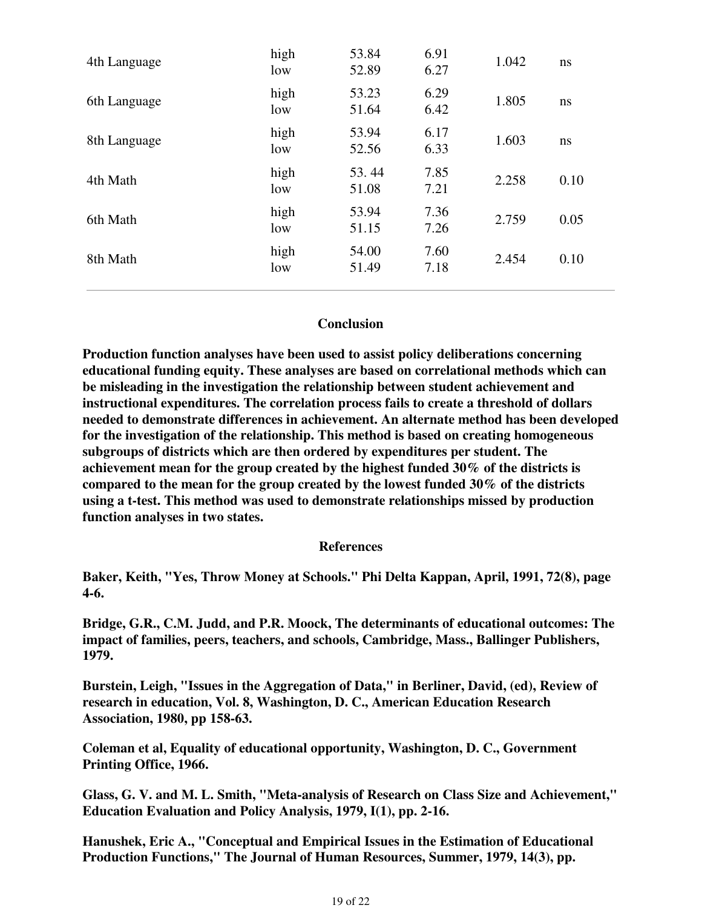| | | | | | |
|---|---|---|---|---|---|
| 4th Language | high<br>low | 53.84<br>52.89 | 6.91<br>6.27 | 1.042 | ns |
| 6th Language | high<br>low | 53.23<br>51.64 | 6.29<br>6.42 | 1.805 | ns |
| 8th Language | high<br>low | 53.94<br>52.56 | 6.17<br>6.33 | 1.603 | ns |
| 4th Math | high<br>low | 53. 44<br>51.08 | 7.85<br>7.21 | 2.258 | 0.10 |
| 6th Math | high<br>low | 53.94<br>51.15 | 7.36<br>7.26 | 2.759 | 0.05 |
| 8th Math | high<br>low | 54.00<br>51.49 | 7.60<br>7.18 | 2.454 | 0.10 |

## Conclusion

**Production function analyses have been used to assist policy deliberations concerning educational funding equity. These analyses are based on correlational methods which can be misleading in the investigation the relationship between student achievement and instructional expenditures. The correlation process fails to create a threshold of dollars needed to demonstrate differences in achievement. An alternate method has been developed for the investigation of the relationship. This method is based on creating homogeneous subgroups of districts which are then ordered by expenditures per student. The achievement mean for the group created by the highest funded 30% of the districts is compared to the mean for the group created by the lowest funded 30% of the districts using a t-test. This method was used to demonstrate relationships missed by production function analyses in two states.**

## References

**Baker, Keith, "Yes, Throw Money at Schools." Phi Delta Kappan, April, 1991, 72(8), page 4-6.**

**Bridge, G.R., C.M. Judd, and P.R. Moock, The determinants of educational outcomes: The impact of families, peers, teachers, and schools, Cambridge, Mass., Ballinger Publishers, 1979.**

**Burstein, Leigh, "Issues in the Aggregation of Data," in Berliner, David, (ed), Review of research in education, Vol. 8, Washington, D. C., American Education Research Association, 1980, pp 158-63.**

**Coleman et al, Equality of educational opportunity, Washington, D. C., Government Printing Office, 1966.**

**Glass, G. V. and M. L. Smith, "Meta-analysis of Research on Class Size and Achievement," Education Evaluation and Policy Analysis, 1979, I(1), pp. 2-16.**

**Hanushek, Eric A., "Conceptual and Empirical Issues in the Estimation of Educational Production Functions," The Journal of Human Resources, Summer, 1979, 14(3), pp.**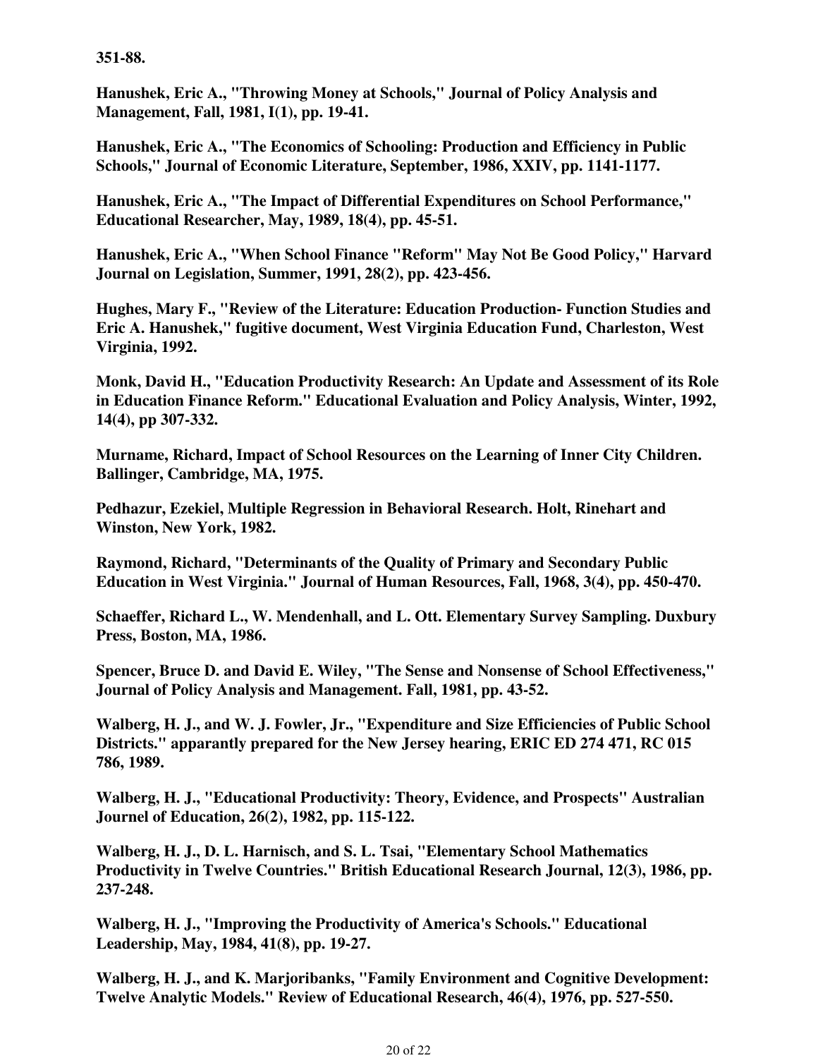**351-88.**

**Hanushek, Eric A., "Throwing Money at Schools," Journal of Policy Analysis and Management, Fall, 1981, I(1), pp. 19-41.**

**Hanushek, Eric A., "The Economics of Schooling: Production and Efficiency in Public Schools," Journal of Economic Literature, September, 1986, XXIV, pp. 1141-1177.**

**Hanushek, Eric A., "The Impact of Differential Expenditures on School Performance," Educational Researcher, May, 1989, 18(4), pp. 45-51.**

**Hanushek, Eric A., "When School Finance "Reform" May Not Be Good Policy," Harvard Journal on Legislation, Summer, 1991, 28(2), pp. 423-456.**

**Hughes, Mary F., "Review of the Literature: Education Production- Function Studies and Eric A. Hanushek," fugitive document, West Virginia Education Fund, Charleston, West Virginia, 1992.**

**Monk, David H., "Education Productivity Research: An Update and Assessment of its Role in Education Finance Reform." Educational Evaluation and Policy Analysis, Winter, 1992, 14(4), pp 307-332.**

**Murname, Richard, Impact of School Resources on the Learning of Inner City Children. Ballinger, Cambridge, MA, 1975.**

**Pedhazur, Ezekiel, Multiple Regression in Behavioral Research. Holt, Rinehart and Winston, New York, 1982.**

**Raymond, Richard, "Determinants of the Quality of Primary and Secondary Public Education in West Virginia." Journal of Human Resources, Fall, 1968, 3(4), pp. 450-470.**

**Schaeffer, Richard L., W. Mendenhall, and L. Ott. Elementary Survey Sampling. Duxbury Press, Boston, MA, 1986.**

**Spencer, Bruce D. and David E. Wiley, "The Sense and Nonsense of School Effectiveness," Journal of Policy Analysis and Management. Fall, 1981, pp. 43-52.**

**Walberg, H. J., and W. J. Fowler, Jr., "Expenditure and Size Efficiencies of Public School Districts." apparently prepared for the New Jersey hearing, ERIC ED 274 471, RC 015 786, 1989.**

**Walberg, H. J., "Educational Productivity: Theory, Evidence, and Prospects" Australian Journel of Education, 26(2), 1982, pp. 115-122.**

**Walberg, H. J., D. L. Harnisch, and S. L. Tsai, "Elementary School Mathematics Productivity in Twelve Countries." British Educational Research Journal, 12(3), 1986, pp. 237-248.**

**Walberg, H. J., "Improving the Productivity of America's Schools." Educational Leadership, May, 1984, 41(8), pp. 19-27.**

**Walberg, H. J., and K. Marjoribanks, "Family Environment and Cognitive Development: Twelve Analytic Models." Review of Educational Research, 46(4), 1976, pp. 527-550.**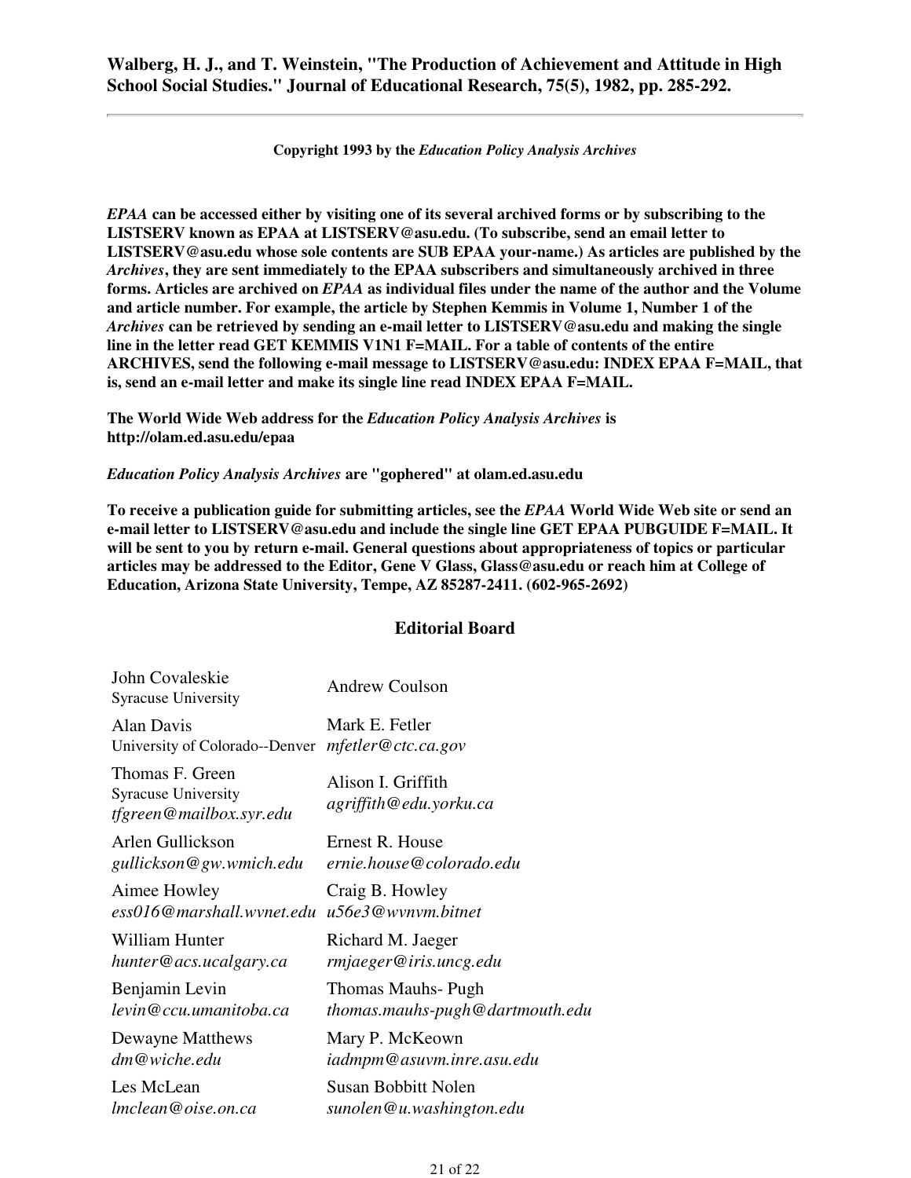**Walberg, H. J., and T. Weinstein, "The Production of Achievement and Attitude in High School Social Studies." Journal of Educational Research, 75(5), 1982, pp. 285-292.**

---

**Copyright 1993 by the *Education Policy Analysis Archives***

***EPAA* can be accessed either by visiting one of its several archived forms or by subscribing to the LISTSERV known as EPAA at LISTSERV@asu.edu. (To subscribe, send an email letter to LISTSERV@asu.edu whose sole contents are SUB EPAA your-name.) As articles are published by the *Archives*, they are sent immediately to the EPAA subscribers and simultaneously archived in three forms. Articles are archived on *EPAA* as individual files under the name of the author and the Volume and article number. For example, the article by Stephen Kemmis in Volume 1, Number 1 of the *Archives* can be retrieved by sending an e-mail letter to LISTSERV@asu.edu and making the single line in the letter read GET KEMMIS V1N1 F=MAIL. For a table of contents of the entire ARCHIVES, send the following e-mail message to LISTSERV@asu.edu: INDEX EPAA F=MAIL, that is, send an e-mail letter and make its single line read INDEX EPAA F=MAIL.**

**The World Wide Web address for the *Education Policy Analysis Archives* is http://olam.ed.asu.edu/epaa**

***Education Policy Analysis Archives* are "gophered" at olam.ed.asu.edu**

**To receive a publication guide for submitting articles, see the *EPAA* World Wide Web site or send an e-mail letter to LISTSERV@asu.edu and include the single line GET EPAA PUBGUIDE F=MAIL. It will be sent to you by return e-mail. General questions about appropriateness of topics or particular articles may be addressed to the Editor, Gene V Glass, Glass@asu.edu or reach him at College of Education, Arizona State University, Tempe, AZ 85287-2411. (602-965-2692)**

## Editorial Board

| | |
|---|---|
| John Covaleskie<br>Syracuse University | Andrew Coulson |
| Alan Davis<br>University of Colorado--Denver | Mark E. Fetler<br>*mfetler@ctc.ca.gov* |
| Thomas F. Green<br>Syracuse University<br>*tfgreen@mailbox.syr.edu* | Alison I. Griffith<br>*agriffith@edu.yorku.ca* |
| Arlen Gullickson<br>*gullickson@gw.wmich.edu* | Ernest R. House<br>*ernie.house@colorado.edu* |
| Aimee Howley<br>*ess016@marshall.wvnet.edu* | Craig B. Howley<br>*u56e3@wvnvm.bitnet* |
| William Hunter<br>*hunter@acs.ucalgary.ca* | Richard M. Jaeger<br>*rmjaeger@iris.uncg.edu* |
| Benjamin Levin<br>*levin@ccu.umanitoba.ca* | Thomas Mauhs- Pugh<br>*thomas.mauhs-pugh@dartmouth.edu* |
| Dewayne Matthews<br>*dm@wiche.edu* | Mary P. McKeown<br>*iadmpm@asuvm.inre.asu.edu* |
| Les McLean<br>*lmclean@oise.on.ca* | Susan Bobbitt Nolen<br>*sunolen@u.washington.edu* |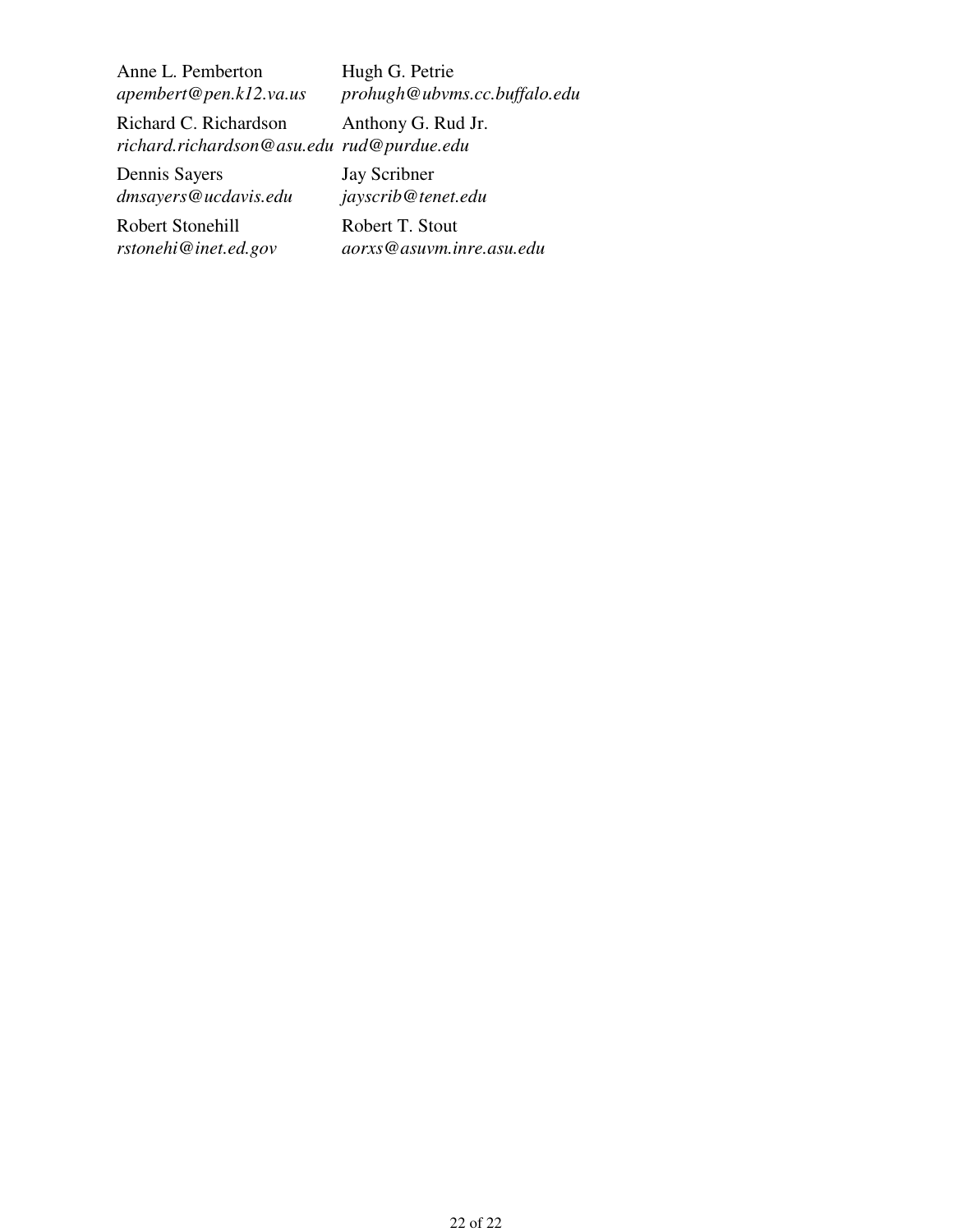Anne L. Pemberton
*apembert@pen.k12.va.us*

Hugh G. Petrie
*prohugh@ubvms.cc.buffalo.edu*

Richard C. Richardson
*richard.richardson@asu.edu*

Anthony G. Rud Jr.
*rud@purdue.edu*

Dennis Sayers
*dmsayers@ucdavis.edu*

Jay Scribner
*jayscrib@tenet.edu*

Robert Stonehill
*rstonehi@inet.ed.gov*

Robert T. Stout
*aorxs@asuvm.inre.asu.edu*